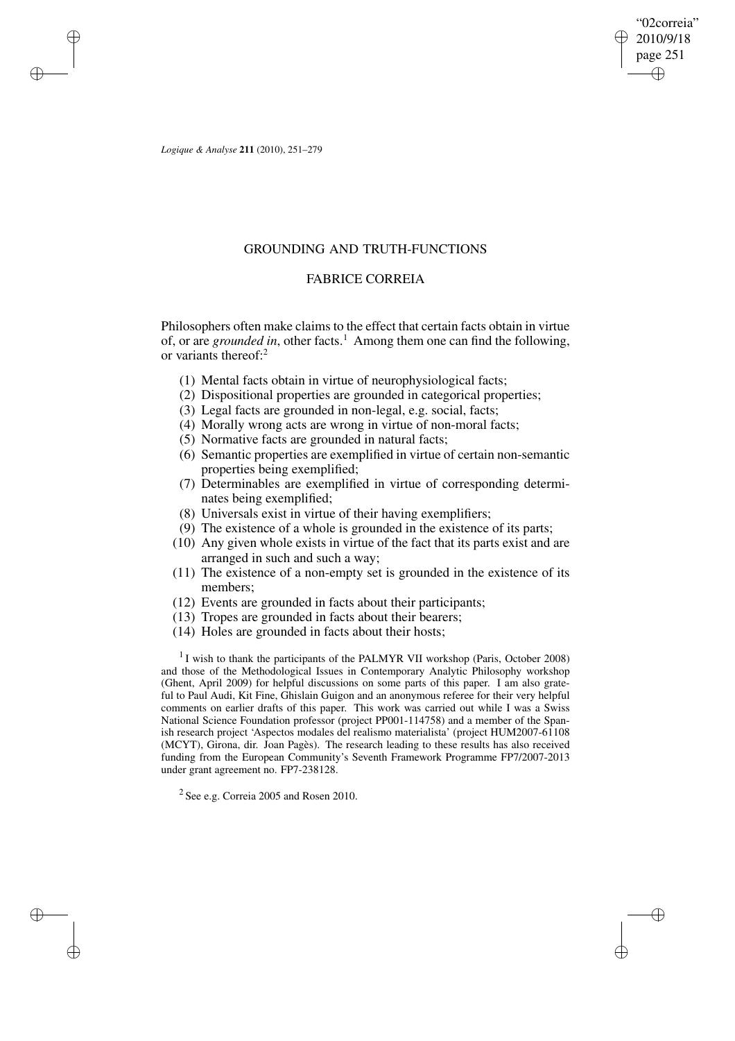# GROUNDING AND TRUTH-FUNCTIONS

## FABRICE CORREIA

Philosophers often make claims to the effect that certain facts obtain in virtue of, or are *grounded in*, other facts.[1] Among them one can find the following, or variants thereof:[2]

(1) Mental facts obtain in virtue of neurophysiological facts;
(2) Dispositional properties are grounded in categorical properties;
(3) Legal facts are grounded in non-legal, e.g. social, facts;
(4) Morally wrong acts are wrong in virtue of non-moral facts;
(5) Normative facts are grounded in natural facts;
(6) Semantic properties are exemplified in virtue of certain non-semantic properties being exemplified;
(7) Determinables are exemplified in virtue of corresponding determinates being exemplified;
(8) Universals exist in virtue of their having exemplifiers;
(9) The existence of a whole is grounded in the existence of its parts;
(10) Any given whole exists in virtue of the fact that its parts exist and are arranged in such and such a way;
(11) The existence of a non-empty set is grounded in the existence of its members;
(12) Events are grounded in facts about their participants;
(13) Tropes are grounded in facts about their bearers;
(14) Holes are grounded in facts about their hosts;

[1] I wish to thank the participants of the PALMYR VII workshop (Paris, October 2008) and those of the Methodological Issues in Contemporary Analytic Philosophy workshop (Ghent, April 2009) for helpful discussions on some parts of this paper. I am also grateful to Paul Audi, Kit Fine, Ghislain Guigon and an anonymous referee for their very helpful comments on earlier drafts of this paper. This work was carried out while I was a Swiss National Science Foundation professor (project PP001-114758) and a member of the Spanish research project 'Aspectos modales del realismo materialista' (project HUM2007-61108 (MCYT), Girona, dir. Joan Pagès). The research leading to these results has also received funding from the European Community's Seventh Framework Programme FP7/2007-2013 under grant agreement no. FP7-238128.

[2] See e.g. Correia 2005 and Rosen 2010.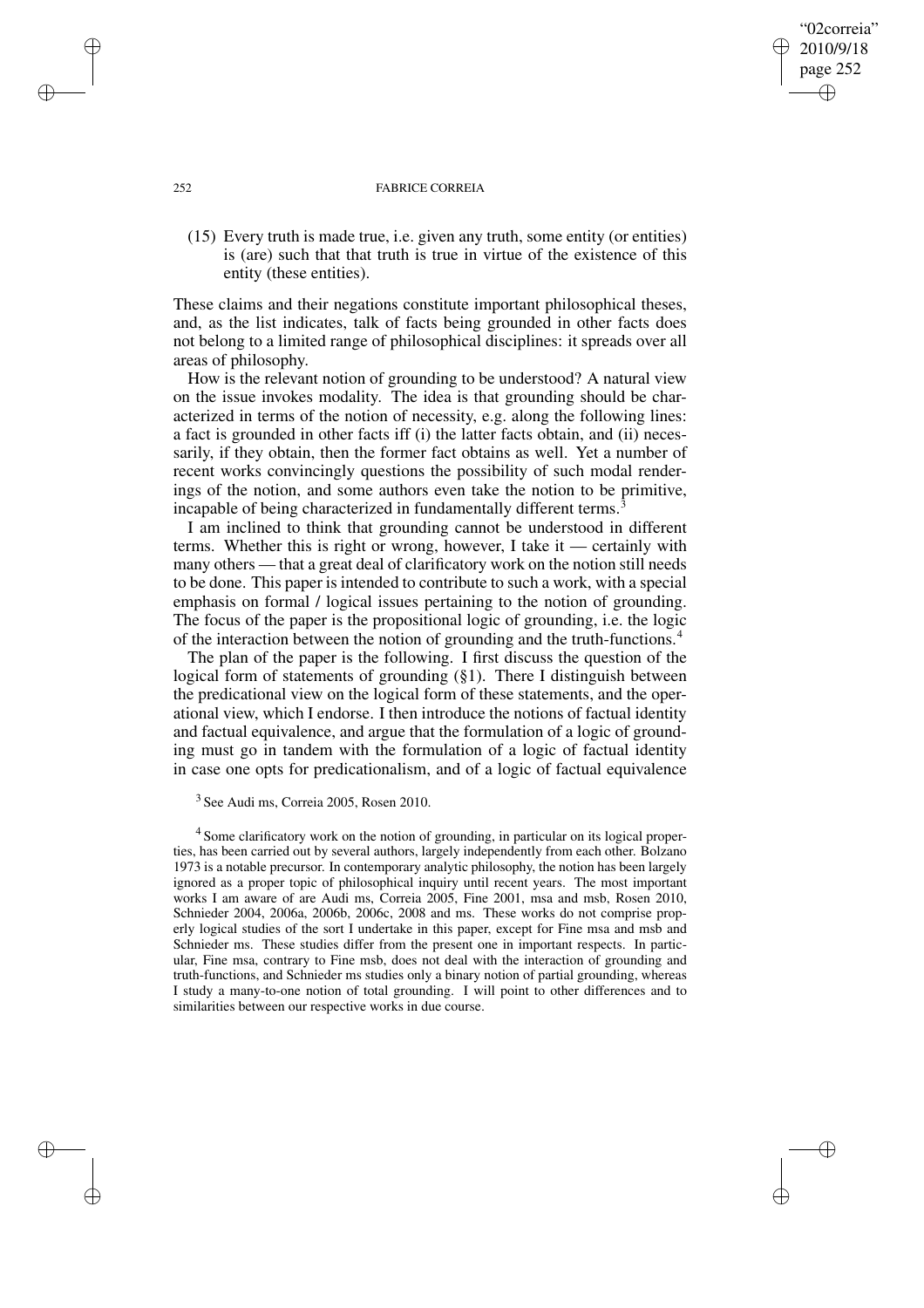(15) Every truth is made true, i.e. given any truth, some entity (or entities) is (are) such that that truth is true in virtue of the existence of this entity (these entities).

These claims and their negations constitute important philosophical theses, and, as the list indicates, talk of facts being grounded in other facts does not belong to a limited range of philosophical disciplines: it spreads over all areas of philosophy.

How is the relevant notion of grounding to be understood? A natural view on the issue invokes modality. The idea is that grounding should be characterized in terms of the notion of necessity, e.g. along the following lines: a fact is grounded in other facts iff (i) the latter facts obtain, and (ii) necessarily, if they obtain, then the former fact obtains as well. Yet a number of recent works convincingly questions the possibility of such modal renderings of the notion, and some authors even take the notion to be primitive, incapable of being characterized in fundamentally different terms.[3]

I am inclined to think that grounding cannot be understood in different terms. Whether this is right or wrong, however, I take it — certainly with many others — that a great deal of clarificatory work on the notion still needs to be done. This paper is intended to contribute to such a work, with a special emphasis on formal / logical issues pertaining to the notion of grounding. The focus of the paper is the propositional logic of grounding, i.e. the logic of the interaction between the notion of grounding and the truth-functions.[4]

The plan of the paper is the following. I first discuss the question of the logical form of statements of grounding (§1). There I distinguish between the predicational view on the logical form of these statements, and the operational view, which I endorse. I then introduce the notions of factual identity and factual equivalence, and argue that the formulation of a logic of grounding must go in tandem with the formulation of a logic of factual identity in case one opts for predicationalism, and of a logic of factual equivalence

[3] See Audi ms, Correia 2005, Rosen 2010.

[4] Some clarificatory work on the notion of grounding, in particular on its logical properties, has been carried out by several authors, largely independently from each other. Bolzano 1973 is a notable precursor. In contemporary analytic philosophy, the notion has been largely ignored as a proper topic of philosophical inquiry until recent years. The most important works I am aware of are Audi ms, Correia 2005, Fine 2001, msa and msb, Rosen 2010, Schnieder 2004, 2006a, 2006b, 2006c, 2008 and ms. These works do not comprise properly logical studies of the sort I undertake in this paper, except for Fine msa and msb and Schnieder ms. These studies differ from the present one in important respects. In particular, Fine msa, contrary to Fine msb, does not deal with the interaction of grounding and truth-functions, and Schnieder ms studies only a binary notion of partial grounding, whereas I study a many-to-one notion of total grounding. I will point to other differences and to similarities between our respective works in due course.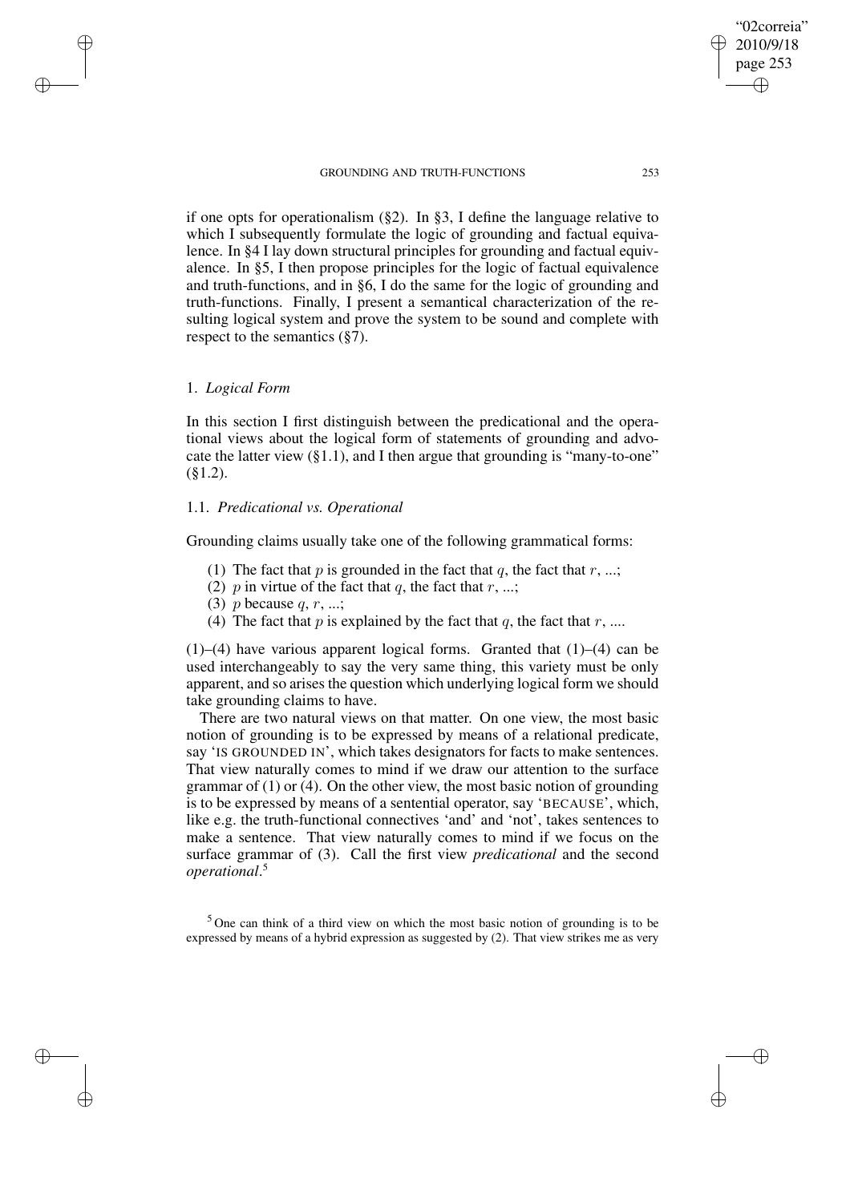if one opts for operationalism (§2). In §3, I define the language relative to which I subsequently formulate the logic of grounding and factual equivalence. In §4 I lay down structural principles for grounding and factual equivalence. In §5, I then propose principles for the logic of factual equivalence and truth-functions, and in §6, I do the same for the logic of grounding and truth-functions. Finally, I present a semantical characterization of the resulting logical system and prove the system to be sound and complete with respect to the semantics (§7).

## 1. *Logical Form*

In this section I first distinguish between the predicational and the operational views about the logical form of statements of grounding and advocate the latter view (§1.1), and I then argue that grounding is "many-to-one" (§1.2).

### 1.1. *Predicational vs. Operational*

Grounding claims usually take one of the following grammatical forms:

(1) The fact that $p$ is grounded in the fact that $q$, the fact that $r$, ...;
(2) $p$ in virtue of the fact that $q$, the fact that $r$, ...;
(3) $p$ because $q$, $r$, ...;
(4) The fact that $p$ is explained by the fact that $q$, the fact that $r$, ....

(1)–(4) have various apparent logical forms. Granted that (1)–(4) can be used interchangeably to say the very same thing, this variety must be only apparent, and so arises the question which underlying logical form we should take grounding claims to have.

There are two natural views on that matter. On one view, the most basic notion of grounding is to be expressed by means of a relational predicate, say 'IS GROUNDED IN', which takes designators for facts to make sentences. That view naturally comes to mind if we draw our attention to the surface grammar of (1) or (4). On the other view, the most basic notion of grounding is to be expressed by means of a sentential operator, say 'BECAUSE', which, like e.g. the truth-functional connectives 'and' and 'not', takes sentences to make a sentence. That view naturally comes to mind if we focus on the surface grammar of (3). Call the first view *predicational* and the second *operational*.[5]

[5] One can think of a third view on which the most basic notion of grounding is to be expressed by means of a hybrid expression as suggested by (2). That view strikes me as very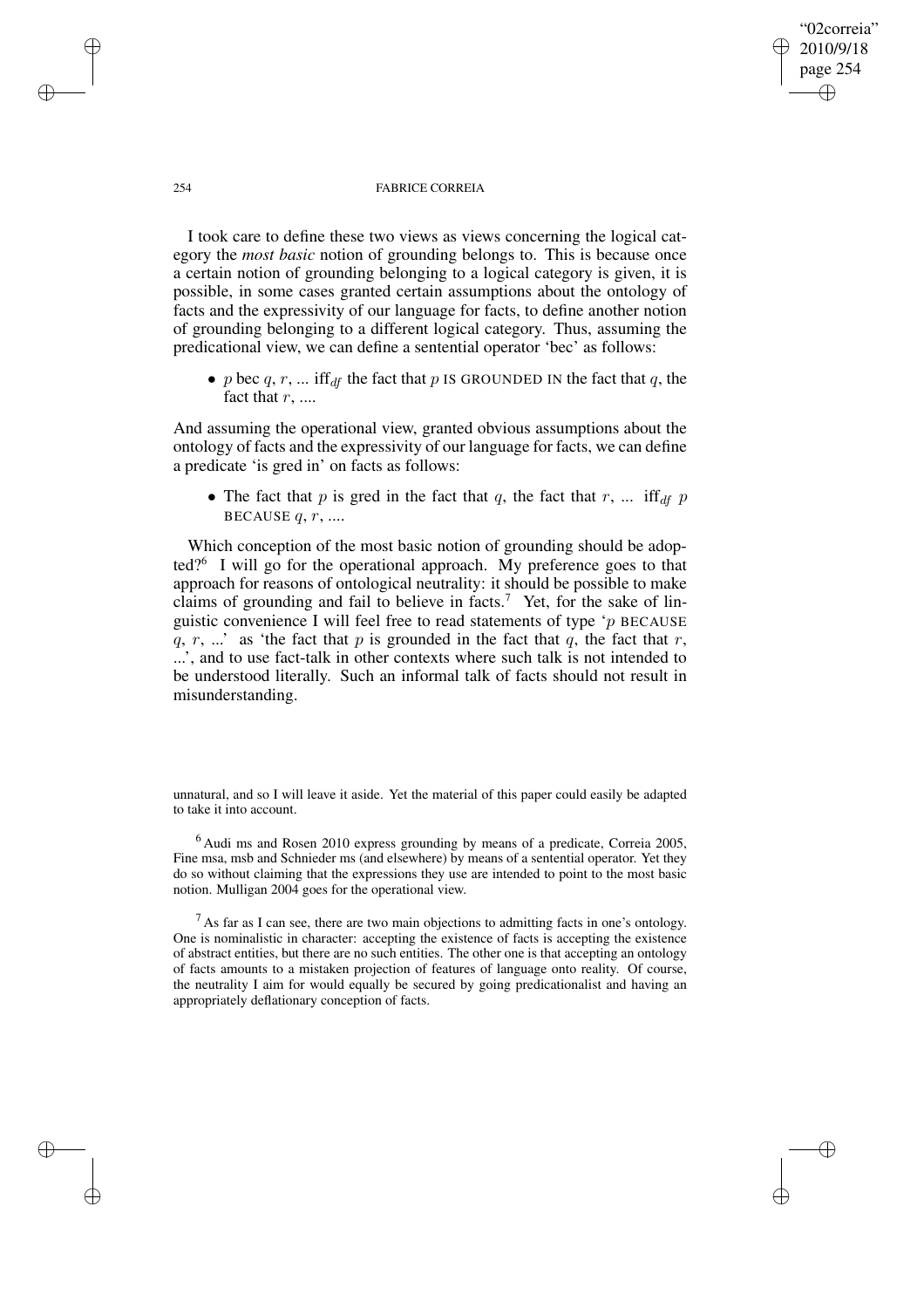I took care to define these two views as views concerning the logical category the *most basic* notion of grounding belongs to. This is because once a certain notion of grounding belonging to a logical category is given, it is possible, in some cases granted certain assumptions about the ontology of facts and the expressivity of our language for facts, to define another notion of grounding belonging to a different logical category. Thus, assuming the predicational view, we can define a sentential operator 'bec' as follows:

- $p$ bec $q$, $r$, ... iff$_{df}$ the fact that $p$ IS GROUNDED IN the fact that $q$, the fact that $r$, ....

And assuming the operational view, granted obvious assumptions about the ontology of facts and the expressivity of our language for facts, we can define a predicate 'is gred in' on facts as follows:

- The fact that $p$ is gred in the fact that $q$, the fact that $r$, ... iff$_{df}$ $p$ BECAUSE $q$, $r$, ....

Which conception of the most basic notion of grounding should be adopted?[6] I will go for the operational approach. My preference goes to that approach for reasons of ontological neutrality: it should be possible to make claims of grounding and fail to believe in facts.[7] Yet, for the sake of linguistic convenience I will feel free to read statements of type '$p$ BECAUSE $q$, $r$, ...' as 'the fact that $p$ is grounded in the fact that $q$, the fact that $r$, ...', and to use fact-talk in other contexts where such talk is not intended to be understood literally. Such an informal talk of facts should not result in misunderstanding.

---

unnatural, and so I will leave it aside. Yet the material of this paper could easily be adapted to take it into account.

[6] Audi ms and Rosen 2010 express grounding by means of a predicate, Correia 2005, Fine msa, msb and Schnieder ms (and elsewhere) by means of a sentential operator. Yet they do so without claiming that the expressions they use are intended to point to the most basic notion. Mulligan 2004 goes for the operational view.

[7] As far as I can see, there are two main objections to admitting facts in one's ontology. One is nominalistic in character: accepting the existence of facts is accepting the existence of abstract entities, but there are no such entities. The other one is that accepting an ontology of facts amounts to a mistaken projection of features of language onto reality. Of course, the neutrality I aim for would equally be secured by going predicationalist and having an appropriately deflationary conception of facts.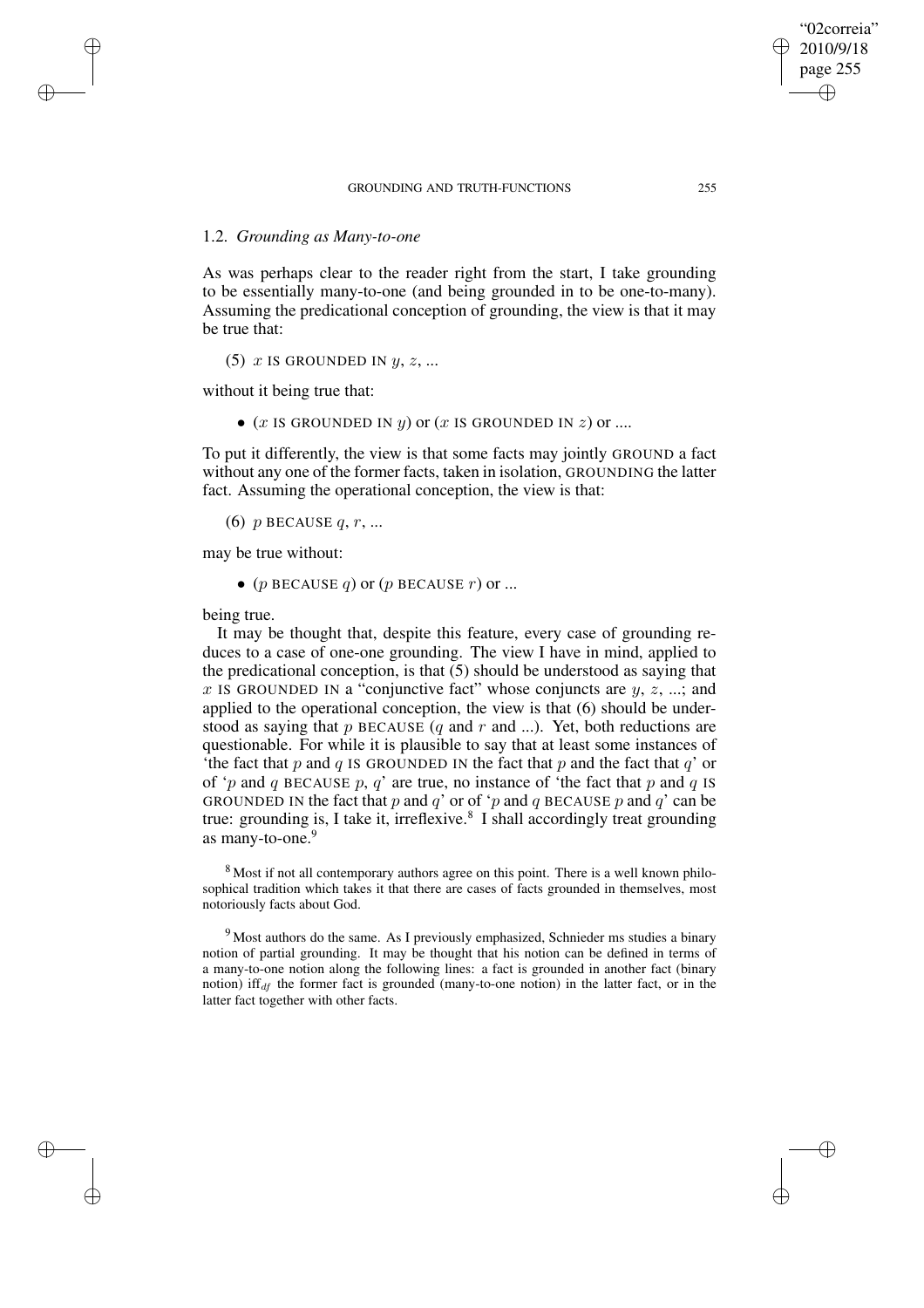### 1.2. *Grounding as Many-to-one*

As was perhaps clear to the reader right from the start, I take grounding to be essentially many-to-one (and being grounded in to be one-to-many). Assuming the predicational conception of grounding, the view is that it may be true that:

(5) $x$ IS GROUNDED IN $y$, $z$, ...

without it being true that:

- ($x$ IS GROUNDED IN $y$) or ($x$ IS GROUNDED IN $z$) or ....

To put it differently, the view is that some facts may jointly GROUND a fact without any one of the former facts, taken in isolation, GROUNDING the latter fact. Assuming the operational conception, the view is that:

(6) $p$ BECAUSE $q$, $r$, ...

may be true without:

- ($p$ BECAUSE $q$) or ($p$ BECAUSE $r$) or ...

being true.

It may be thought that, despite this feature, every case of grounding reduces to a case of one-one grounding. The view I have in mind, applied to the predicational conception, is that (5) should be understood as saying that $x$ IS GROUNDED IN a "conjunctive fact" whose conjuncts are $y$, $z$, ...; and applied to the operational conception, the view is that (6) should be understood as saying that $p$ BECAUSE ($q$ and $r$ and ...). Yet, both reductions are questionable. For while it is plausible to say that at least some instances of 'the fact that $p$ and $q$ IS GROUNDED IN the fact that $p$ and the fact that $q$' or of '$p$ and $q$ BECAUSE $p$, $q$' are true, no instance of 'the fact that $p$ and $q$ IS GROUNDED IN the fact that $p$ and $q$' or of '$p$ and $q$ BECAUSE $p$ and $q$' can be true: grounding is, I take it, irreflexive.[8] I shall accordingly treat grounding as many-to-one.[9]

[8] Most if not all contemporary authors agree on this point. There is a well known philosophical tradition which takes it that there are cases of facts grounded in themselves, most notoriously facts about God.

[9] Most authors do the same. As I previously emphasized, Schnieder ms studies a binary notion of partial grounding. It may be thought that his notion can be defined in terms of a many-to-one notion along the following lines: a fact is grounded in another fact (binary notion) iff$_{df}$ the former fact is grounded (many-to-one notion) in the latter fact, or in the latter fact together with other facts.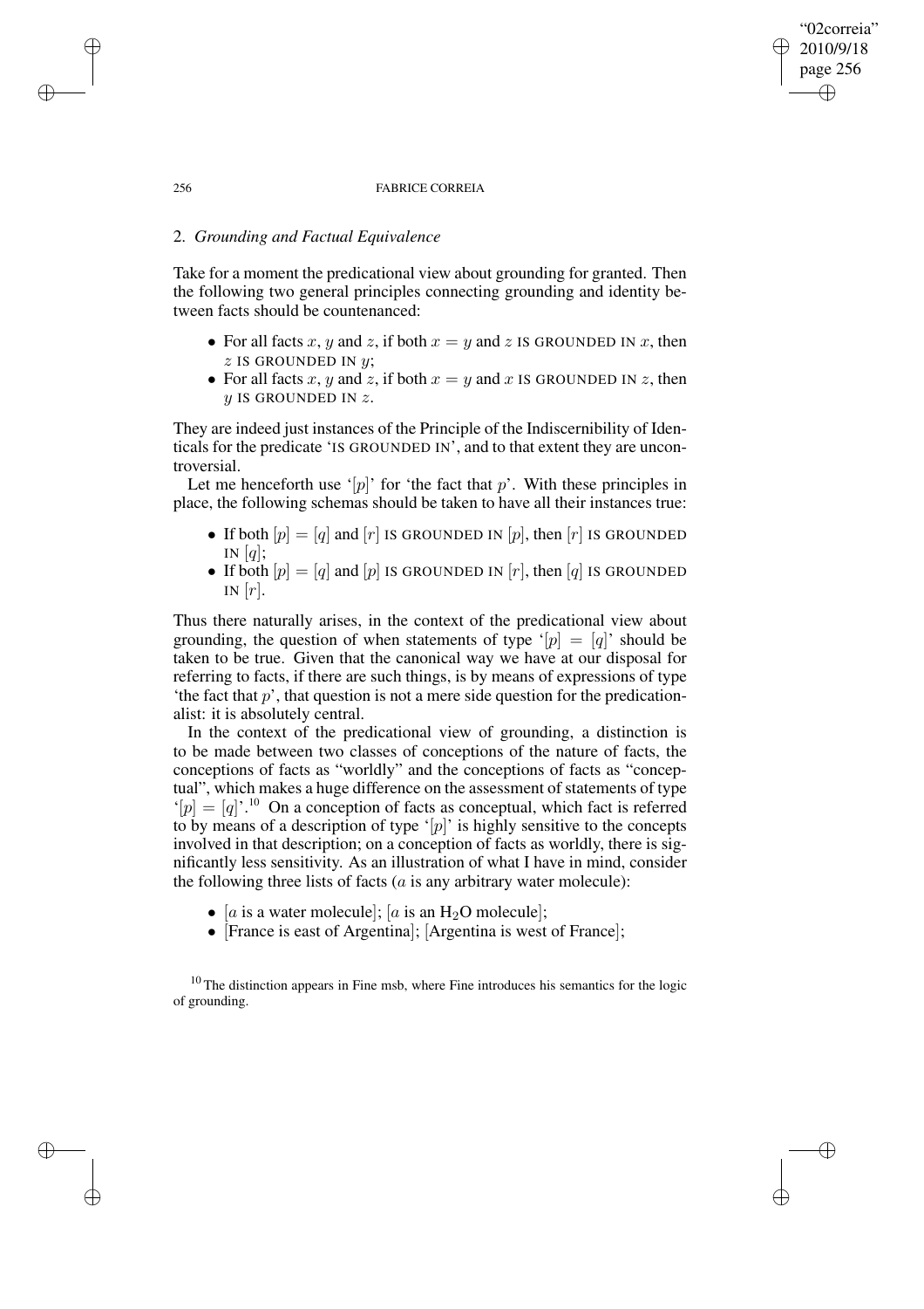## 2. *Grounding and Factual Equivalence*

Take for a moment the predicational view about grounding for granted. Then the following two general principles connecting grounding and identity between facts should be countenanced:

- For all facts $x$, $y$ and $z$, if both $x = y$ and $z$ IS GROUNDED IN $x$, then $z$ IS GROUNDED IN $y$;
- For all facts $x$, $y$ and $z$, if both $x = y$ and $x$ IS GROUNDED IN $z$, then $y$ IS GROUNDED IN $z$.

They are indeed just instances of the Principle of the Indiscernibility of Identicals for the predicate 'IS GROUNDED IN', and to that extent they are uncontroversial.

Let me henceforth use '$[p]$' for 'the fact that $p$'. With these principles in place, the following schemas should be taken to have all their instances true:

- If both $[p] = [q]$ and $[r]$ IS GROUNDED IN $[p]$, then $[r]$ IS GROUNDED IN $[q]$;
- If both $[p] = [q]$ and $[p]$ IS GROUNDED IN $[r]$, then $[q]$ IS GROUNDED IN $[r]$.

Thus there naturally arises, in the context of the predicational view about grounding, the question of when statements of type '$[p] = [q]$' should be taken to be true. Given that the canonical way we have at our disposal for referring to facts, if there are such things, is by means of expressions of type 'the fact that $p$', that question is not a mere side question for the predicationalist: it is absolutely central.

In the context of the predicational view of grounding, a distinction is to be made between two classes of conceptions of the nature of facts, the conceptions of facts as "worldly" and the conceptions of facts as "conceptual", which makes a huge difference on the assessment of statements of type '$[p] = [q]$'.[10] On a conception of facts as conceptual, which fact is referred to by means of a description of type '$[p]$' is highly sensitive to the concepts involved in that description; on a conception of facts as worldly, there is significantly less sensitivity. As an illustration of what I have in mind, consider the following three lists of facts ($a$ is any arbitrary water molecule):

- [$a$ is a water molecule]; [$a$ is an $H_2O$ molecule];
- [France is east of Argentina]; [Argentina is west of France];

[10] The distinction appears in Fine msb, where Fine introduces his semantics for the logic of grounding.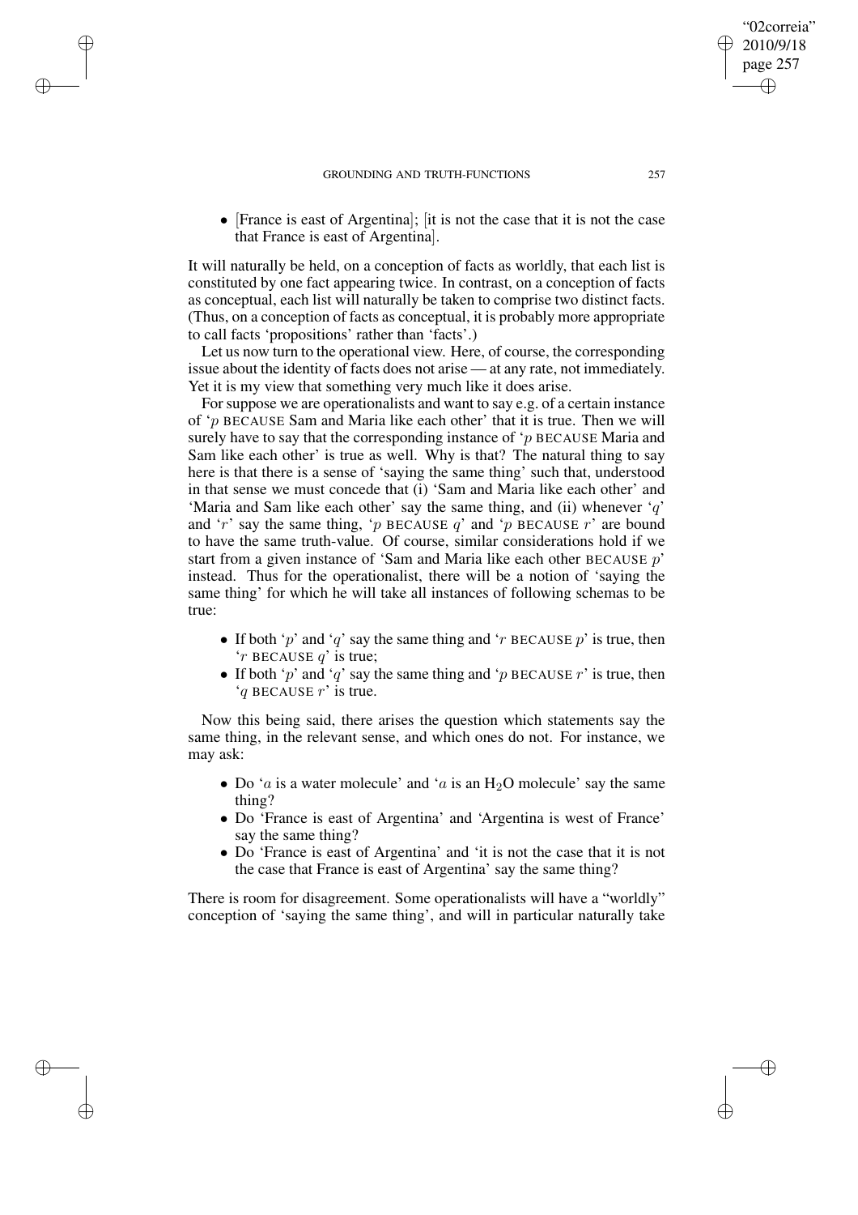- [France is east of Argentina]; [it is not the case that it is not the case that France is east of Argentina].

It will naturally be held, on a conception of facts as worldly, that each list is constituted by one fact appearing twice. In contrast, on a conception of facts as conceptual, each list will naturally be taken to comprise two distinct facts. (Thus, on a conception of facts as conceptual, it is probably more appropriate to call facts 'propositions' rather than 'facts'.)

Let us now turn to the operational view. Here, of course, the corresponding issue about the identity of facts does not arise — at any rate, not immediately. Yet it is my view that something very much like it does arise.

For suppose we are operationalists and want to say e.g. of a certain instance of '$p$ BECAUSE Sam and Maria like each other' that it is true. Then we will surely have to say that the corresponding instance of '$p$ BECAUSE Maria and Sam like each other' is true as well. Why is that? The natural thing to say here is that there is a sense of 'saying the same thing' such that, understood in that sense we must concede that (i) 'Sam and Maria like each other' and 'Maria and Sam like each other' say the same thing, and (ii) whenever '$q$' and '$r$' say the same thing, '$p$ BECAUSE $q$' and '$p$ BECAUSE $r$' are bound to have the same truth-value. Of course, similar considerations hold if we start from a given instance of 'Sam and Maria like each other BECAUSE $p$' instead. Thus for the operationalist, there will be a notion of 'saying the same thing' for which he will take all instances of following schemas to be true:

- If both '$p$' and '$q$' say the same thing and '$r$ BECAUSE $p$' is true, then '$r$ BECAUSE $q$' is true;
- If both '$p$' and '$q$' say the same thing and '$p$ BECAUSE $r$' is true, then '$q$ BECAUSE $r$' is true.

Now this being said, there arises the question which statements say the same thing, in the relevant sense, and which ones do not. For instance, we may ask:

- Do '$a$ is a water molecule' and '$a$ is an $H_2O$ molecule' say the same thing?
- Do 'France is east of Argentina' and 'Argentina is west of France' say the same thing?
- Do 'France is east of Argentina' and 'it is not the case that it is not the case that France is east of Argentina' say the same thing?

There is room for disagreement. Some operationalists will have a "worldly" conception of 'saying the same thing', and will in particular naturally take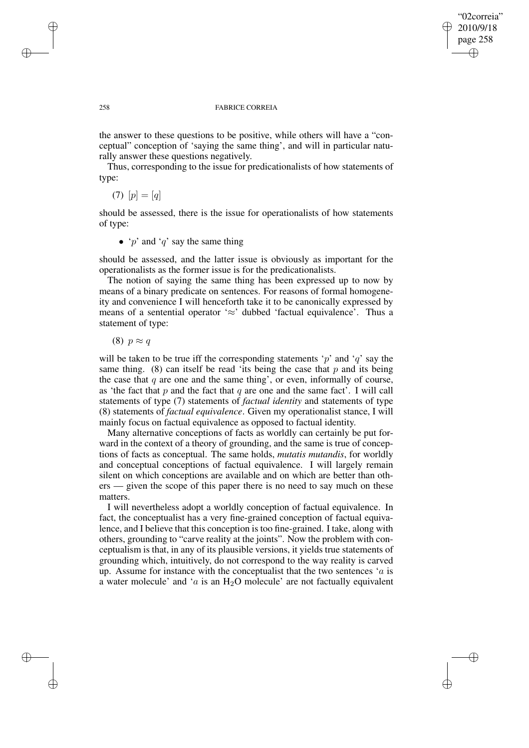the answer to these questions to be positive, while others will have a "conceptual" conception of 'saying the same thing', and will in particular naturally answer these questions negatively.

Thus, corresponding to the issue for predicationalists of how statements of type:

(7) $[p] = [q]$

should be assessed, there is the issue for operationalists of how statements of type:

- '$p$' and '$q$' say the same thing

should be assessed, and the latter issue is obviously as important for the operationalists as the former issue is for the predicationalists.

The notion of saying the same thing has been expressed up to now by means of a binary predicate on sentences. For reasons of formal homogeneity and convenience I will henceforth take it to be canonically expressed by means of a sentential operator '$\approx$' dubbed 'factual equivalence'. Thus a statement of type:

(8) $p \approx q$

will be taken to be true iff the corresponding statements '$p$' and '$q$' say the same thing. (8) can itself be read 'its being the case that $p$ and its being the case that $q$ are one and the same thing', or even, informally of course, as 'the fact that $p$ and the fact that $q$ are one and the same fact'. I will call statements of type (7) statements of *factual identity* and statements of type (8) statements of *factual equivalence*. Given my operationalist stance, I will mainly focus on factual equivalence as opposed to factual identity.

Many alternative conceptions of facts as worldly can certainly be put forward in the context of a theory of grounding, and the same is true of conceptions of facts as conceptual. The same holds, *mutatis mutandis*, for worldly and conceptual conceptions of factual equivalence. I will largely remain silent on which conceptions are available and on which are better than others — given the scope of this paper there is no need to say much on these matters.

I will nevertheless adopt a worldly conception of factual equivalence. In fact, the conceptualist has a very fine-grained conception of factual equivalence, and I believe that this conception is too fine-grained. I take, along with others, grounding to "carve reality at the joints". Now the problem with conceptualism is that, in any of its plausible versions, it yields true statements of grounding which, intuitively, do not correspond to the way reality is carved up. Assume for instance with the conceptualist that the two sentences '$a$ is a water molecule' and '$a$ is an $H_2O$ molecule' are not factually equivalent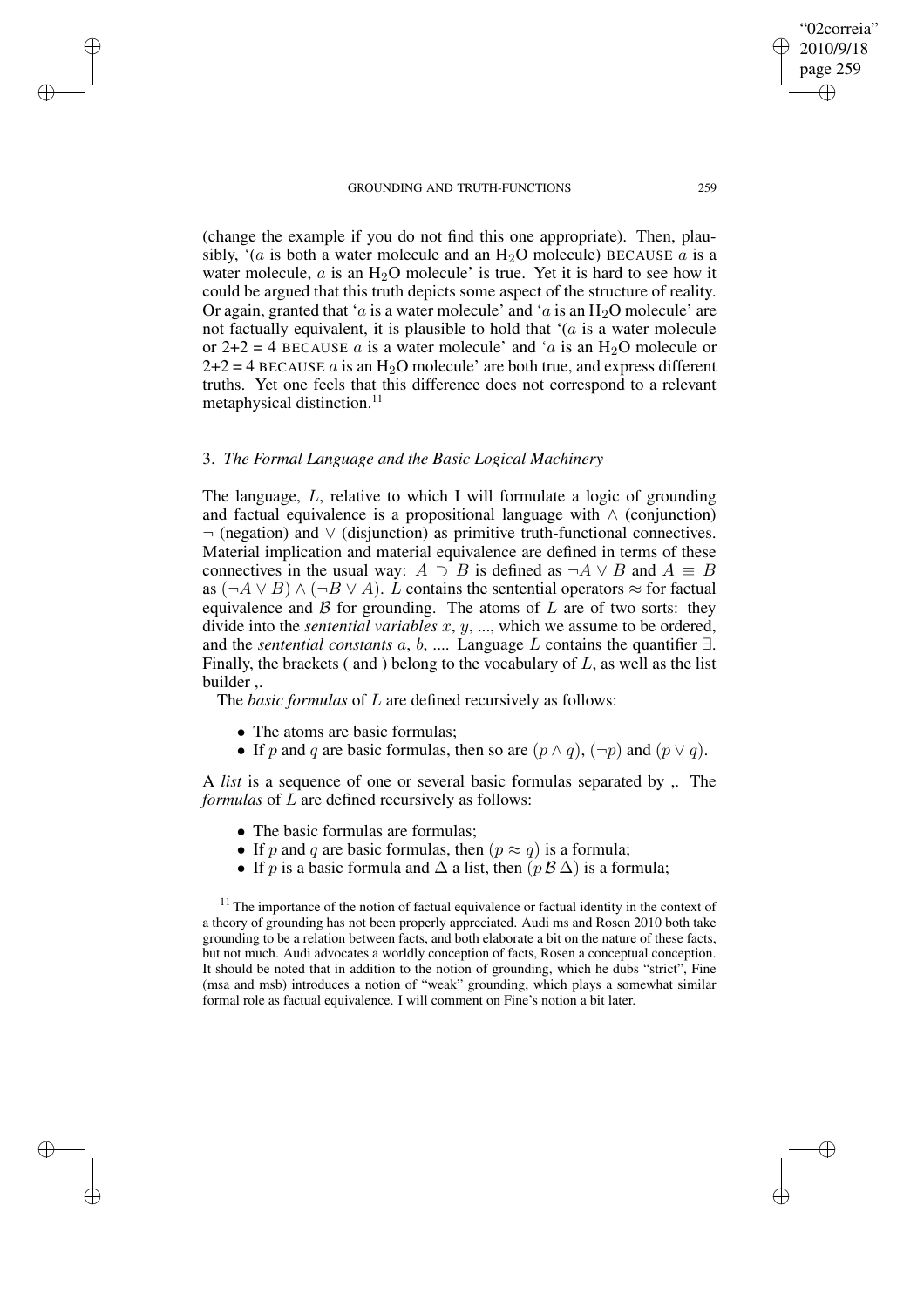(change the example if you do not find this one appropriate). Then, plausibly, '($a$ is both a water molecule and an $H_2O$ molecule) BECAUSE $a$ is a water molecule, $a$ is an $H_2O$ molecule' is true. Yet it is hard to see how it could be argued that this truth depicts some aspect of the structure of reality. Or again, granted that '$a$ is a water molecule' and '$a$ is an $H_2O$ molecule' are not factually equivalent, it is plausible to hold that '($a$ is a water molecule or 2+2 = 4 BECAUSE $a$ is a water molecule' and '$a$ is an $H_2O$ molecule or 2+2 = 4 BECAUSE $a$ is an $H_2O$ molecule' are both true, and express different truths. Yet one feels that this difference does not correspond to a relevant metaphysical distinction.[11]

### 3. *The Formal Language and the Basic Logical Machinery*

The language, $L$, relative to which I will formulate a logic of grounding and factual equivalence is a propositional language with $\wedge$ (conjunction) $\neg$ (negation) and $\vee$ (disjunction) as primitive truth-functional connectives. Material implication and material equivalence are defined in terms of these connectives in the usual way: $A \supset B$ is defined as $\neg A \vee B$ and $A \equiv B$ as $(\neg A \vee B) \wedge (\neg B \vee A)$. $L$ contains the sentential operators $\approx$ for factual equivalence and $\mathcal{B}$ for grounding. The atoms of $L$ are of two sorts: they divide into the *sentential variables* $x$, $y$, ..., which we assume to be ordered, and the *sentential constants* $a$, $b$, .... Language $L$ contains the quantifier $\exists$. Finally, the brackets ( and ) belong to the vocabulary of $L$, as well as the list builder ,.

The *basic formulas* of $L$ are defined recursively as follows:

- The atoms are basic formulas;
- If $p$ and $q$ are basic formulas, then so are $(p \wedge q)$, $(\neg p)$ and $(p \vee q)$.

A *list* is a sequence of one or several basic formulas separated by ,. The *formulas* of $L$ are defined recursively as follows:

- The basic formulas are formulas;
- If $p$ and $q$ are basic formulas, then $(p \approx q)$ is a formula;
- If $p$ is a basic formula and $\Delta$ a list, then $(p\,\mathcal{B}\,\Delta)$ is a formula;

[11] The importance of the notion of factual equivalence or factual identity in the context of a theory of grounding has not been properly appreciated. Audi ms and Rosen 2010 both take grounding to be a relation between facts, and both elaborate a bit on the nature of these facts, but not much. Audi advocates a worldly conception of facts, Rosen a conceptual conception. It should be noted that in addition to the notion of grounding, which he dubs "strict", Fine (msa and msb) introduces a notion of "weak" grounding, which plays a somewhat similar formal role as factual equivalence. I will comment on Fine's notion a bit later.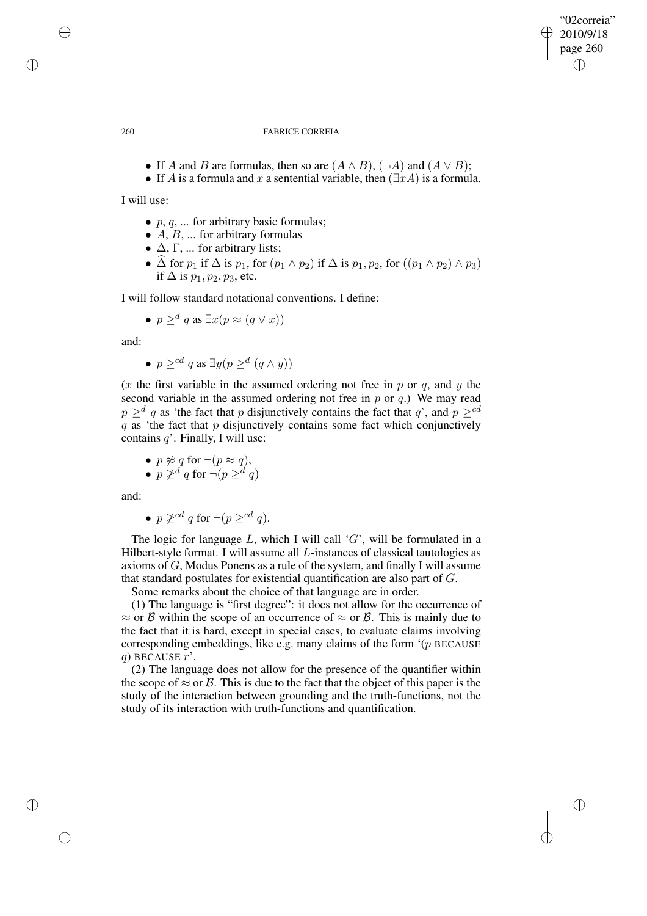- If $A$ and $B$ are formulas, then so are $(A \wedge B)$, $(\neg A)$ and $(A \vee B)$;
- If $A$ is a formula and $x$ a sentential variable, then $(\exists x A)$ is a formula.

I will use:

- $p$, $q$, ... for arbitrary basic formulas;
- $A$, $B$, ... for arbitrary formulas
- $\Delta$, $\Gamma$, ... for arbitrary lists;
- $\widehat{\Delta}$ for $p_1$ if $\Delta$ is $p_1$, for $(p_1 \wedge p_2)$ if $\Delta$ is $p_1, p_2$, for $((p_1 \wedge p_2) \wedge p_3)$ if $\Delta$ is $p_1, p_2, p_3$, etc.

I will follow standard notational conventions. I define:

- $p \geq^d q$ as $\exists x(p \approx (q \vee x))$

and:

- $p \geq^{cd} q$ as $\exists y(p \geq^d (q \wedge y))$

($x$ the first variable in the assumed ordering not free in $p$ or $q$, and $y$ the second variable in the assumed ordering not free in $p$ or $q$.) We may read $p \geq^d q$ as 'the fact that $p$ disjunctively contains the fact that $q$', and $p \geq^{cd} q$ as 'the fact that $p$ disjunctively contains some fact which conjunctively contains $q$'. Finally, I will use:

- $p \not\approx q$ for $\neg(p \approx q)$,
- $p \not\geq^d q$ for $\neg(p \geq^d q)$

and:

- $p \not\geq^{cd} q$ for $\neg(p \geq^{cd} q)$.

The logic for language $L$, which I will call '$G$', will be formulated in a Hilbert-style format. I will assume all $L$-instances of classical tautologies as axioms of $G$, Modus Ponens as a rule of the system, and finally I will assume that standard postulates for existential quantification are also part of $G$.

Some remarks about the choice of that language are in order.

(1) The language is "first degree": it does not allow for the occurrence of $\approx$ or $\mathcal{B}$ within the scope of an occurrence of $\approx$ or $\mathcal{B}$. This is mainly due to the fact that it is hard, except in special cases, to evaluate claims involving corresponding embeddings, like e.g. many claims of the form '($p$ BECAUSE $q$) BECAUSE $r$'.

(2) The language does not allow for the presence of the quantifier within the scope of $\approx$ or $\mathcal{B}$. This is due to the fact that the object of this paper is the study of the interaction between grounding and the truth-functions, not the study of its interaction with truth-functions and quantification.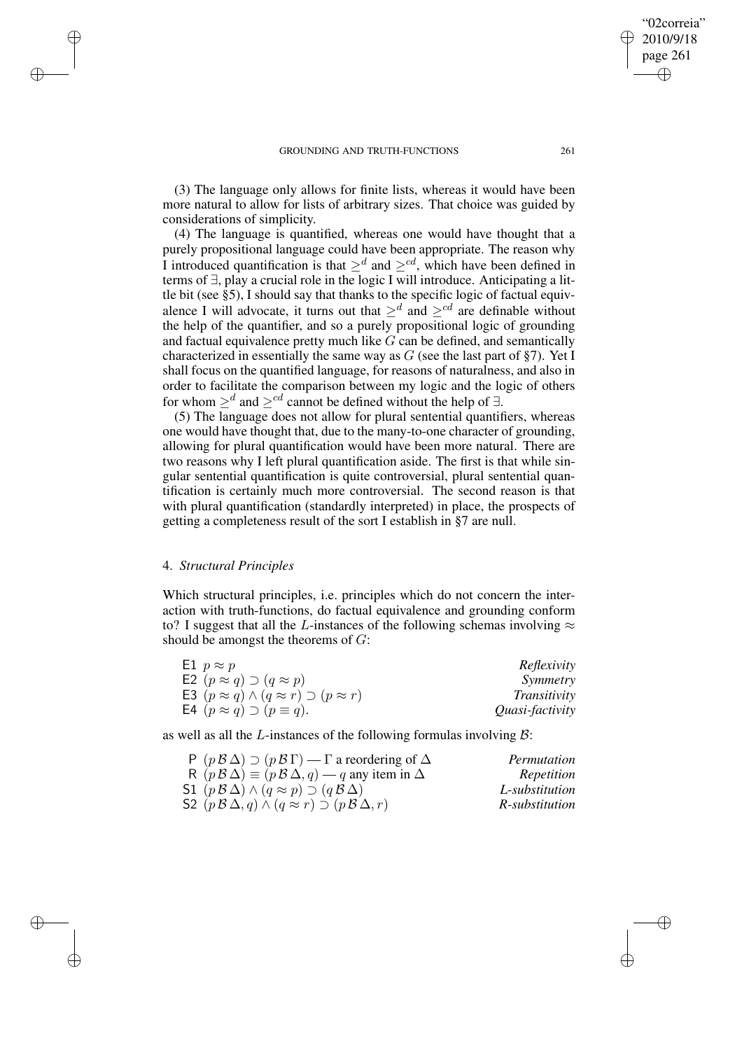(3) The language only allows for finite lists, whereas it would have been more natural to allow for lists of arbitrary sizes. That choice was guided by considerations of simplicity.

(4) The language is quantified, whereas one would have thought that a purely propositional language could have been appropriate. The reason why I introduced quantification is that $\geq^d$ and $\geq^{cd}$, which have been defined in terms of $\exists$, play a crucial role in the logic I will introduce. Anticipating a little bit (see §5), I should say that thanks to the specific logic of factual equivalence I will advocate, it turns out that $\geq^d$ and $\geq^{cd}$ are definable without the help of the quantifier, and so a purely propositional logic of grounding and factual equivalence pretty much like $G$ can be defined, and semantically characterized in essentially the same way as $G$ (see the last part of §7). Yet I shall focus on the quantified language, for reasons of naturalness, and also in order to facilitate the comparison between my logic and the logic of others for whom $\geq^d$ and $\geq^{cd}$ cannot be defined without the help of $\exists$.

(5) The language does not allow for plural sentential quantifiers, whereas one would have thought that, due to the many-to-one character of grounding, allowing for plural quantification would have been more natural. There are two reasons why I left plural quantification aside. The first is that while singular sentential quantification is quite controversial, plural sentential quantification is certainly much more controversial. The second reason is that with plural quantification (standardly interpreted) in place, the prospects of getting a completeness result of the sort I establish in §7 are null.

## 4. *Structural Principles*

Which structural principles, i.e. principles which do not concern the interaction with truth-functions, do factual equivalence and grounding conform to? I suggest that all the $L$-instances of the following schemas involving $\approx$ should be amongst the theorems of $G$:

| | |
|---|---|
| E1 $p \approx p$ | *Reflexivity* |
| E2 $(p \approx q) \supset (q \approx p)$ | *Symmetry* |
| E3 $(p \approx q) \wedge (q \approx r) \supset (p \approx r)$ | *Transitivity* |
| E4 $(p \approx q) \supset (p \equiv q)$. | *Quasi-factivity* |

as well as all the $L$-instances of the following formulas involving $\mathcal{B}$:

| | |
|---|---|
| P $(p\,\mathcal{B}\,\Delta) \supset (p\,\mathcal{B}\,\Gamma)$ — $\Gamma$ a reordering of $\Delta$ | *Permutation* |
| R $(p\,\mathcal{B}\,\Delta) \equiv (p\,\mathcal{B}\,\Delta, q)$ — $q$ any item in $\Delta$ | *Repetition* |
| S1 $(p\,\mathcal{B}\,\Delta) \wedge (q \approx p) \supset (q\,\mathcal{B}\,\Delta)$ | *L-substitution* |
| S2 $(p\,\mathcal{B}\,\Delta, q) \wedge (q \approx r) \supset (p\,\mathcal{B}\,\Delta, r)$ | *R-substitution* |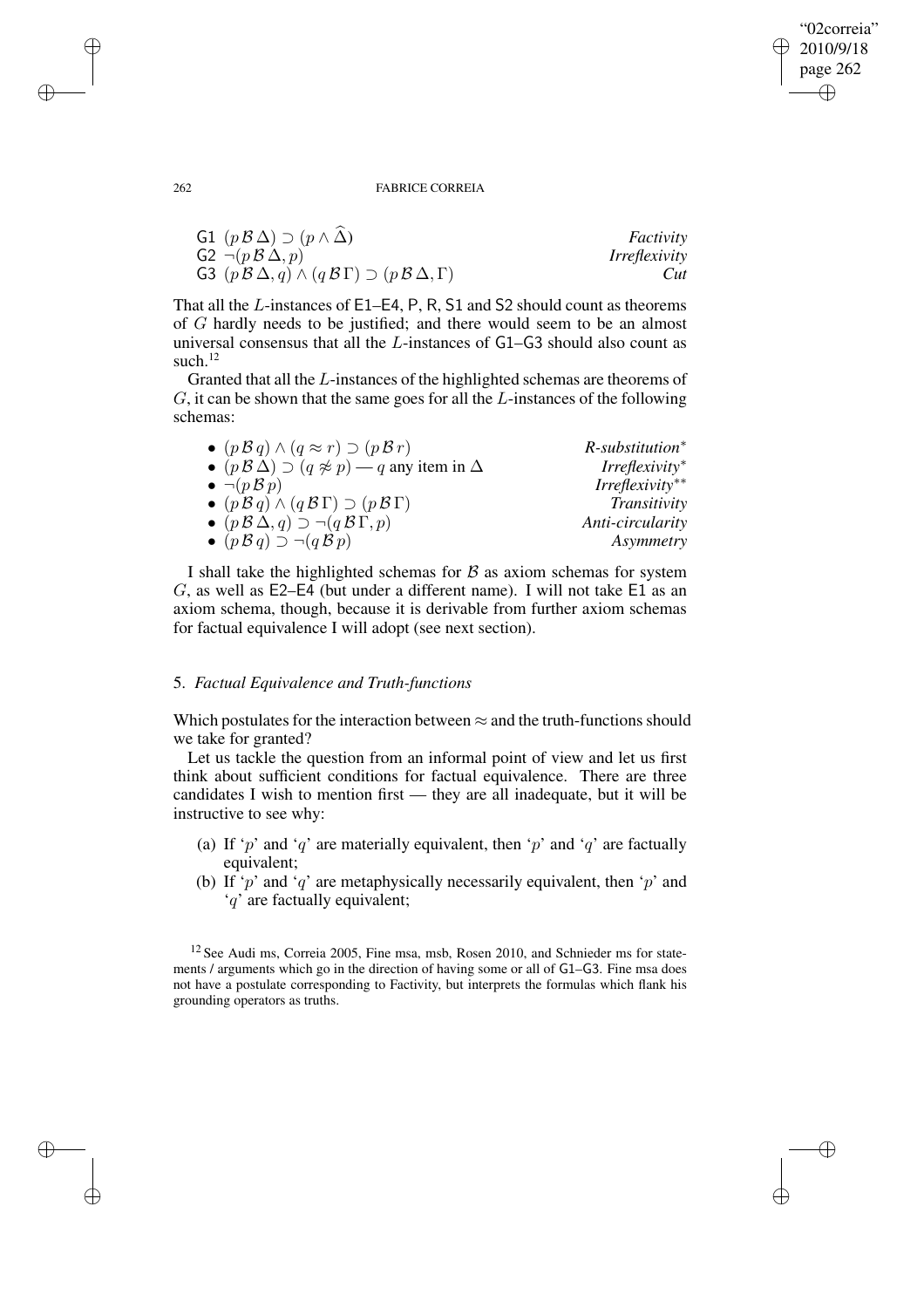G1 $(p \mathcal{B} \Delta) \supset (p \wedge \widehat{\Delta})$ *Factivity*
G2 $\neg(p \mathcal{B} \Delta, p)$ *Irreflexivity*
G3 $(p \mathcal{B} \Delta, q) \wedge (q \mathcal{B} \Gamma) \supset (p \mathcal{B} \Delta, \Gamma)$ *Cut*

That all the $L$-instances of E1–E4, P, R, S1 and S2 should count as theorems of $G$ hardly needs to be justified; and there would seem to be an almost universal consensus that all the $L$-instances of G1–G3 should also count as such.[12]

Granted that all the $L$-instances of the highlighted schemas are theorems of $G$, it can be shown that the same goes for all the $L$-instances of the following schemas:

- $(p \mathcal{B} q) \wedge (q \approx r) \supset (p \mathcal{B} r)$ *R-substitution\**
- $(p \mathcal{B} \Delta) \supset (q \not\approx p)$ — $q$ any item in $\Delta$ *Irreflexivity\**
- $\neg(p \mathcal{B} p)$ *Irreflexivity\*\**
- $(p \mathcal{B} q) \wedge (q \mathcal{B} \Gamma) \supset (p \mathcal{B} \Gamma)$ *Transitivity*
- $(p \mathcal{B} \Delta, q) \supset \neg(q \mathcal{B} \Gamma, p)$ *Anti-circularity*
- $(p \mathcal{B} q) \supset \neg(q \mathcal{B} p)$ *Asymmetry*

I shall take the highlighted schemas for $\mathcal{B}$ as axiom schemas for system $G$, as well as E2–E4 (but under a different name). I will not take E1 as an axiom schema, though, because it is derivable from further axiom schemas for factual equivalence I will adopt (see next section).

## 5. *Factual Equivalence and Truth-functions*

Which postulates for the interaction between $\approx$ and the truth-functions should we take for granted?

Let us tackle the question from an informal point of view and let us first think about sufficient conditions for factual equivalence. There are three candidates I wish to mention first — they are all inadequate, but it will be instructive to see why:

(a) If '$p$' and '$q$' are materially equivalent, then '$p$' and '$q$' are factually equivalent;

(b) If '$p$' and '$q$' are metaphysically necessarily equivalent, then '$p$' and '$q$' are factually equivalent;

---

[12] See Audi ms, Correia 2005, Fine msa, msb, Rosen 2010, and Schnieder ms for statements / arguments which go in the direction of having some or all of G1–G3. Fine msa does not have a postulate corresponding to Factivity, but interprets the formulas which flank his grounding operators as truths.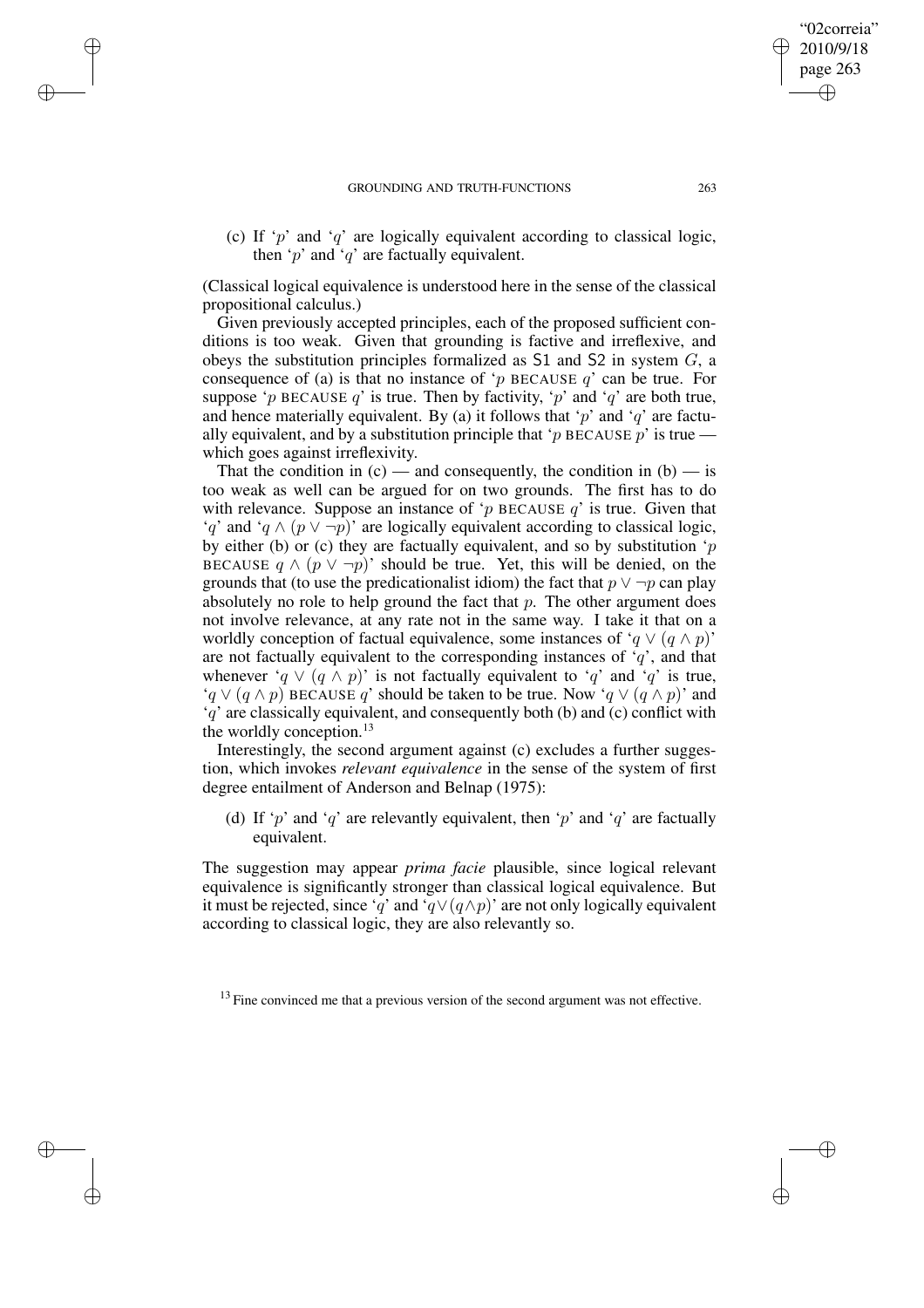(c) If '$p$' and '$q$' are logically equivalent according to classical logic, then '$p$' and '$q$' are factually equivalent.

(Classical logical equivalence is understood here in the sense of the classical propositional calculus.)

Given previously accepted principles, each of the proposed sufficient conditions is too weak. Given that grounding is factive and irreflexive, and obeys the substitution principles formalized as S1 and S2 in system $G$, a consequence of (a) is that no instance of '$p$ BECAUSE $q$' can be true. For suppose '$p$ BECAUSE $q$' is true. Then by factivity, '$p$' and '$q$' are both true, and hence materially equivalent. By (a) it follows that '$p$' and '$q$' are factually equivalent, and by a substitution principle that '$p$ BECAUSE $p$' is true — which goes against irreflexivity.

That the condition in (c) — and consequently, the condition in (b) — is too weak as well can be argued for on two grounds. The first has to do with relevance. Suppose an instance of '$p$ BECAUSE $q$' is true. Given that '$q$' and '$q \wedge (p \vee \neg p)$' are logically equivalent according to classical logic, by either (b) or (c) they are factually equivalent, and so by substitution '$p$ BECAUSE $q \wedge (p \vee \neg p)$' should be true. Yet, this will be denied, on the grounds that (to use the predicationalist idiom) the fact that $p \vee \neg p$ can play absolutely no role to help ground the fact that $p$. The other argument does not involve relevance, at any rate not in the same way. I take it that on a worldly conception of factual equivalence, some instances of '$q \vee (q \wedge p)$' are not factually equivalent to the corresponding instances of '$q$', and that whenever '$q \vee (q \wedge p)$' is not factually equivalent to '$q$' and '$q$' is true, '$q \vee (q \wedge p)$ BECAUSE $q$' should be taken to be true. Now '$q \vee (q \wedge p)$' and '$q$' are classically equivalent, and consequently both (b) and (c) conflict with the worldly conception.[13]

Interestingly, the second argument against (c) excludes a further suggestion, which invokes *relevant equivalence* in the sense of the system of first degree entailment of Anderson and Belnap (1975):

(d) If '$p$' and '$q$' are relevantly equivalent, then '$p$' and '$q$' are factually equivalent.

The suggestion may appear *prima facie* plausible, since logical relevant equivalence is significantly stronger than classical logical equivalence. But it must be rejected, since '$q$' and '$q \vee (q \wedge p)$' are not only logically equivalent according to classical logic, they are also relevantly so.

[13] Fine convinced me that a previous version of the second argument was not effective.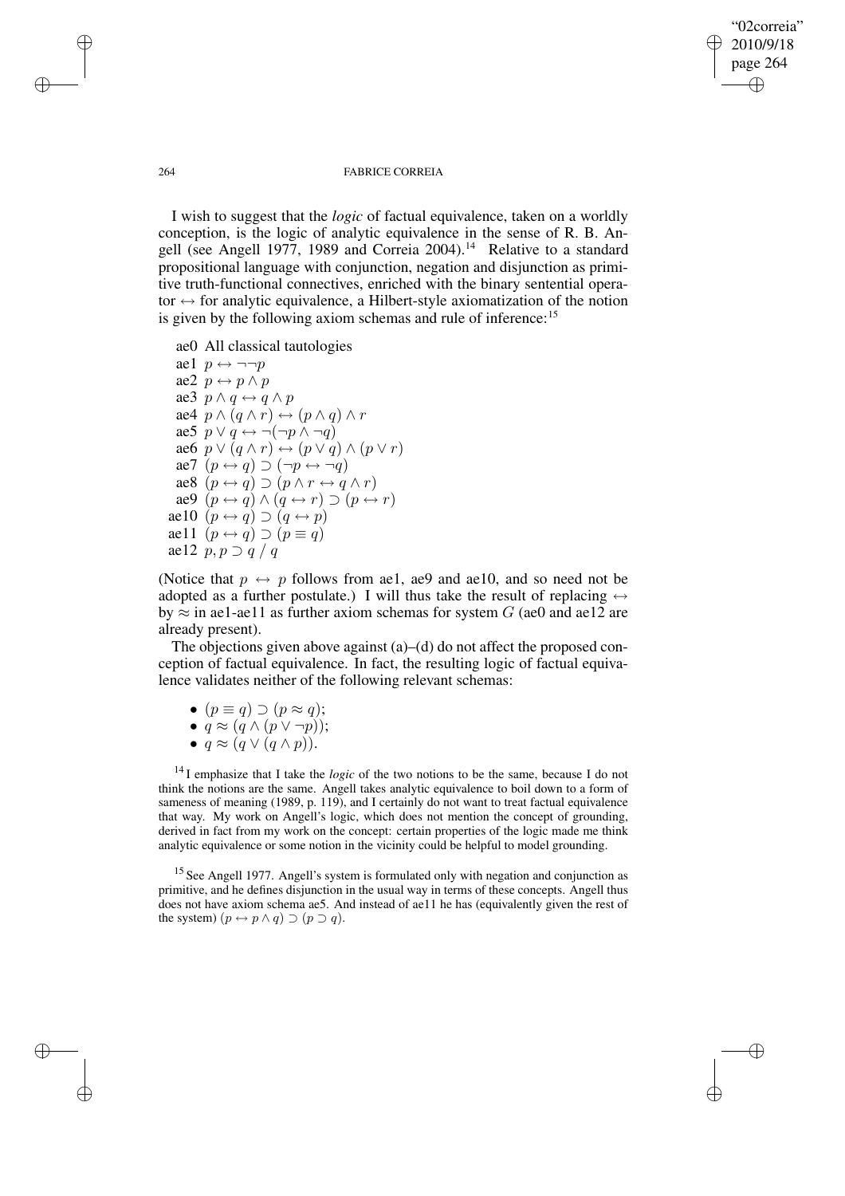I wish to suggest that the *logic* of factual equivalence, taken on a worldly conception, is the logic of analytic equivalence in the sense of R. B. Angell (see Angell 1977, 1989 and Correia 2004).[14] Relative to a standard propositional language with conjunction, negation and disjunction as primitive truth-functional connectives, enriched with the binary sentential operator $\leftrightarrow$ for analytic equivalence, a Hilbert-style axiomatization of the notion is given by the following axiom schemas and rule of inference:[15]

- ae0 All classical tautologies
- ae1 $p \leftrightarrow \neg\neg p$
- ae2 $p \leftrightarrow p \wedge p$
- ae3 $p \wedge q \leftrightarrow q \wedge p$
- ae4 $p \wedge (q \wedge r) \leftrightarrow (p \wedge q) \wedge r$
- ae5 $p \vee q \leftrightarrow \neg(\neg p \wedge \neg q)$
- ae6 $p \vee (q \wedge r) \leftrightarrow (p \vee q) \wedge (p \vee r)$
- ae7 $(p \leftrightarrow q) \supset (\neg p \leftrightarrow \neg q)$
- ae8 $(p \leftrightarrow q) \supset (p \wedge r \leftrightarrow q \wedge r)$
- ae9 $(p \leftrightarrow q) \wedge (q \leftrightarrow r) \supset (p \leftrightarrow r)$
- ae10 $(p \leftrightarrow q) \supset (q \leftrightarrow p)$
- ae11 $(p \leftrightarrow q) \supset (p \equiv q)$
- ae12 $p, p \supset q \;/\; q$

(Notice that $p \leftrightarrow p$ follows from ae1, ae9 and ae10, and so need not be adopted as a further postulate.) I will thus take the result of replacing $\leftrightarrow$ by $\approx$ in ae1-ae11 as further axiom schemas for system $G$ (ae0 and ae12 are already present).

The objections given above against (a)–(d) do not affect the proposed conception of factual equivalence. In fact, the resulting logic of factual equivalence validates neither of the following relevant schemas:

- $(p \equiv q) \supset (p \approx q)$;
- $q \approx (q \wedge (p \vee \neg p))$;
- $q \approx (q \vee (q \wedge p))$.

[14] I emphasize that I take the *logic* of the two notions to be the same, because I do not think the notions are the same. Angell takes analytic equivalence to boil down to a form of sameness of meaning (1989, p. 119), and I certainly do not want to treat factual equivalence that way. My work on Angell's logic, which does not mention the concept of grounding, derived in fact from my work on the concept: certain properties of the logic made me think analytic equivalence or some notion in the vicinity could be helpful to model grounding.

[15] See Angell 1977. Angell's system is formulated only with negation and conjunction as primitive, and he defines disjunction in the usual way in terms of these concepts. Angell thus does not have axiom schema ae5. And instead of ae11 he has (equivalently given the rest of the system) $(p \leftrightarrow p \wedge q) \supset (p \supset q)$.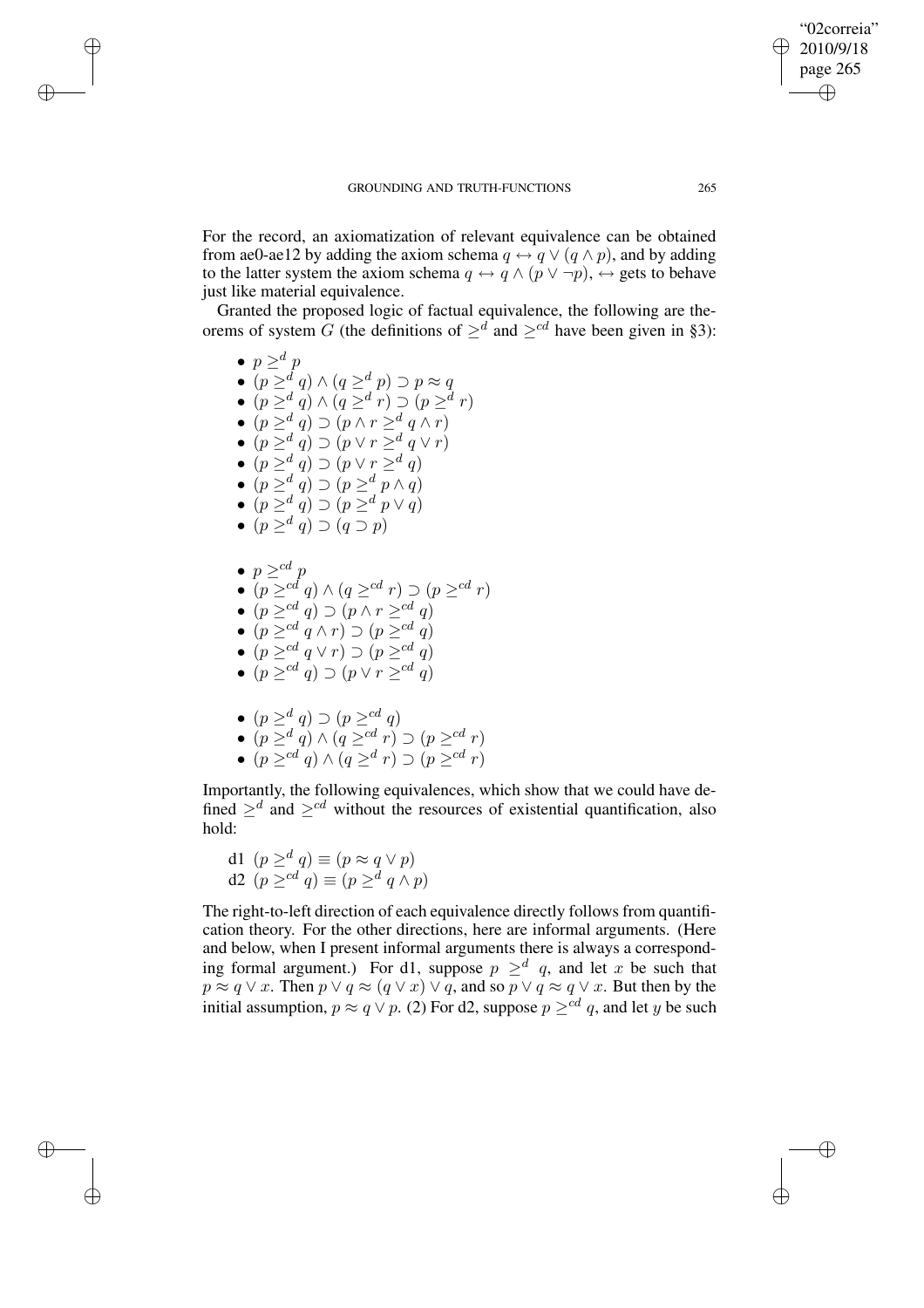For the record, an axiomatization of relevant equivalence can be obtained from ae0-ae12 by adding the axiom schema $q \leftrightarrow q \vee (q \wedge p)$, and by adding to the latter system the axiom schema $q \leftrightarrow q \wedge (p \vee \neg p)$, $\leftrightarrow$ gets to behave just like material equivalence.

Granted the proposed logic of factual equivalence, the following are theorems of system $G$ (the definitions of $\geq^d$ and $\geq^{cd}$ have been given in §3):

- $p \geq^d p$
- $(p \geq^d q) \wedge (q \geq^d p) \supset p \approx q$
- $(p \geq^d q) \wedge (q \geq^d r) \supset (p \geq^d r)$
- $(p \geq^d q) \supset (p \wedge r \geq^d q \wedge r)$
- $(p \geq^d q) \supset (p \vee r \geq^d q \vee r)$
- $(p \geq^d q) \supset (p \vee r \geq^d q)$
- $(p \geq^d q) \supset (p \geq^d p \wedge q)$
- $(p \geq^d q) \supset (p \geq^d p \vee q)$
- $(p \geq^d q) \supset (q \supset p)$

- $p \geq^{cd} p$
- $(p \geq^{cd} q) \wedge (q \geq^{cd} r) \supset (p \geq^{cd} r)$
- $(p \geq^{cd} q) \supset (p \wedge r \geq^{cd} q)$
- $(p \geq^{cd} q \wedge r) \supset (p \geq^{cd} q)$
- $(p \geq^{cd} q \vee r) \supset (p \geq^{cd} q)$
- $(p \geq^{cd} q) \supset (p \vee r \geq^{cd} q)$

- $(p \geq^d q) \supset (p \geq^{cd} q)$
- $(p \geq^d q) \wedge (q \geq^{cd} r) \supset (p \geq^{cd} r)$
- $(p \geq^{cd} q) \wedge (q \geq^d r) \supset (p \geq^{cd} r)$

Importantly, the following equivalences, which show that we could have defined $\geq^d$ and $\geq^{cd}$ without the resources of existential quantification, also hold:

d1 $(p \geq^d q) \equiv (p \approx q \vee p)$
d2 $(p \geq^{cd} q) \equiv (p \geq^d q \wedge p)$

The right-to-left direction of each equivalence directly follows from quantification theory. For the other directions, here are informal arguments. (Here and below, when I present informal arguments there is always a corresponding formal argument.) For d1, suppose $p \geq^d q$, and let $x$ be such that $p \approx q \vee x$. Then $p \vee q \approx (q \vee x) \vee q$, and so $p \vee q \approx q \vee x$. But then by the initial assumption, $p \approx q \vee p$. (2) For d2, suppose $p \geq^{cd} q$, and let $y$ be such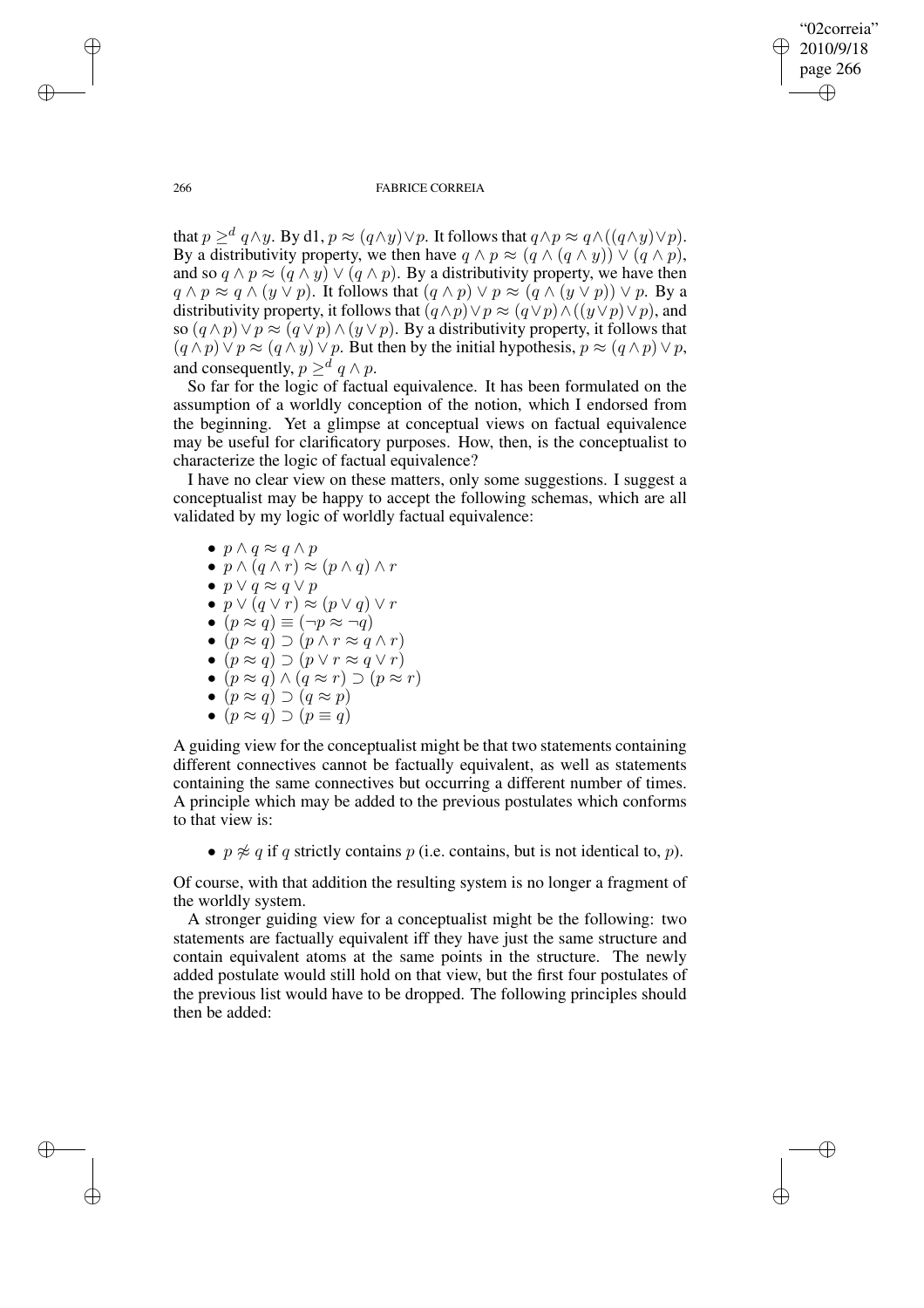that $p \geq^d q \wedge y$. By d1, $p \approx (q \wedge y) \vee p$. It follows that $q \wedge p \approx q \wedge ((q \wedge y) \vee p)$. By a distributivity property, we then have $q \wedge p \approx (q \wedge (q \wedge y)) \vee (q \wedge p)$, and so $q \wedge p \approx (q \wedge y) \vee (q \wedge p)$. By a distributivity property, we have then $q \wedge p \approx q \wedge (y \vee p)$. It follows that $(q \wedge p) \vee p \approx (q \wedge (y \vee p)) \vee p$. By a distributivity property, it follows that $(q \wedge p) \vee p \approx (q \vee p) \wedge ((y \vee p) \vee p)$, and so $(q \wedge p) \vee p \approx (q \vee p) \wedge (y \vee p)$. By a distributivity property, it follows that $(q \wedge p) \vee p \approx (q \wedge y) \vee p$. But then by the initial hypothesis, $p \approx (q \wedge p) \vee p$, and consequently, $p \geq^d q \wedge p$.

So far for the logic of factual equivalence. It has been formulated on the assumption of a worldly conception of the notion, which I endorsed from the beginning. Yet a glimpse at conceptual views on factual equivalence may be useful for clarificatory purposes. How, then, is the conceptualist to characterize the logic of factual equivalence?

I have no clear view on these matters, only some suggestions. I suggest a conceptualist may be happy to accept the following schemas, which are all validated by my logic of worldly factual equivalence:

- $p \wedge q \approx q \wedge p$
- $p \wedge (q \wedge r) \approx (p \wedge q) \wedge r$
- $p \vee q \approx q \vee p$
- $p \vee (q \vee r) \approx (p \vee q) \vee r$
- $(p \approx q) \equiv (\neg p \approx \neg q)$
- $(p \approx q) \supset (p \wedge r \approx q \wedge r)$
- $(p \approx q) \supset (p \vee r \approx q \vee r)$
- $(p \approx q) \wedge (q \approx r) \supset (p \approx r)$
- $(p \approx q) \supset (q \approx p)$
- $(p \approx q) \supset (p \equiv q)$

A guiding view for the conceptualist might be that two statements containing different connectives cannot be factually equivalent, as well as statements containing the same connectives but occurring a different number of times. A principle which may be added to the previous postulates which conforms to that view is:

- $p \not\approx q$ if $q$ strictly contains $p$ (i.e. contains, but is not identical to, $p$).

Of course, with that addition the resulting system is no longer a fragment of the worldly system.

A stronger guiding view for a conceptualist might be the following: two statements are factually equivalent iff they have just the same structure and contain equivalent atoms at the same points in the structure. The newly added postulate would still hold on that view, but the first four postulates of the previous list would have to be dropped. The following principles should then be added: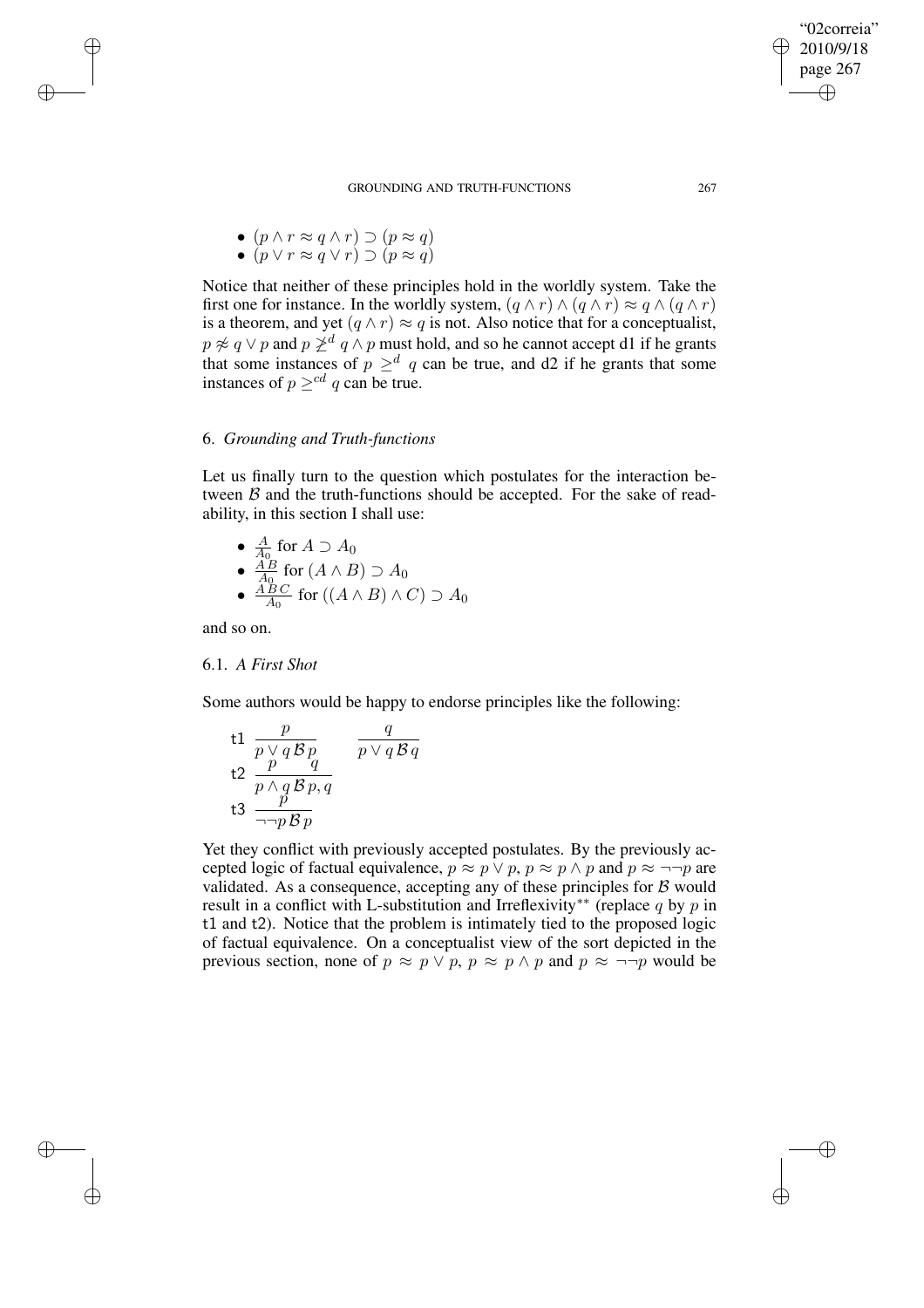- $(p \wedge r \approx q \wedge r) \supset (p \approx q)$
- $(p \vee r \approx q \vee r) \supset (p \approx q)$

Notice that neither of these principles hold in the worldly system. Take the first one for instance. In the worldly system, $(q \wedge r) \wedge (q \wedge r) \approx q \wedge (q \wedge r)$ is a theorem, and yet $(q \wedge r) \approx q$ is not. Also notice that for a conceptualist, $p \not\approx q \vee p$ and $p \not\geq^d q \wedge p$ must hold, and so he cannot accept d1 if he grants that some instances of $p \geq^d q$ can be true, and d2 if he grants that some instances of $p \geq^{cd} q$ can be true.

## 6. *Grounding and Truth-functions*

Let us finally turn to the question which postulates for the interaction between $\mathcal{B}$ and the truth-functions should be accepted. For the sake of readability, in this section I shall use:

- $\frac{A}{A_0}$ for $A \supset A_0$
- $\frac{A\,B}{A_0}$ for $(A \wedge B) \supset A_0$
- $\frac{A\,B\,C}{A_0}$ for $((A \wedge B) \wedge C) \supset A_0$

and so on.

### 6.1. *A First Shot*

Some authors would be happy to endorse principles like the following:

t1 $\dfrac{p}{p \vee q\,\mathcal{B}\,p} \qquad \dfrac{q}{p \vee q\,\mathcal{B}\,q}$

t2 $\dfrac{p \qquad q}{p \wedge q\,\mathcal{B}\,p, q}$

t3 $\dfrac{p}{\neg\neg p\,\mathcal{B}\,p}$

Yet they conflict with previously accepted postulates. By the previously accepted logic of factual equivalence, $p \approx p \vee p$, $p \approx p \wedge p$ and $p \approx \neg\neg p$ are validated. As a consequence, accepting any of these principles for $\mathcal{B}$ would result in a conflict with L-substitution and Irreflexivity$^{**}$ (replace $q$ by $p$ in t1 and t2). Notice that the problem is intimately tied to the proposed logic of factual equivalence. On a conceptualist view of the sort depicted in the previous section, none of $p \approx p \vee p$, $p \approx p \wedge p$ and $p \approx \neg\neg p$ would be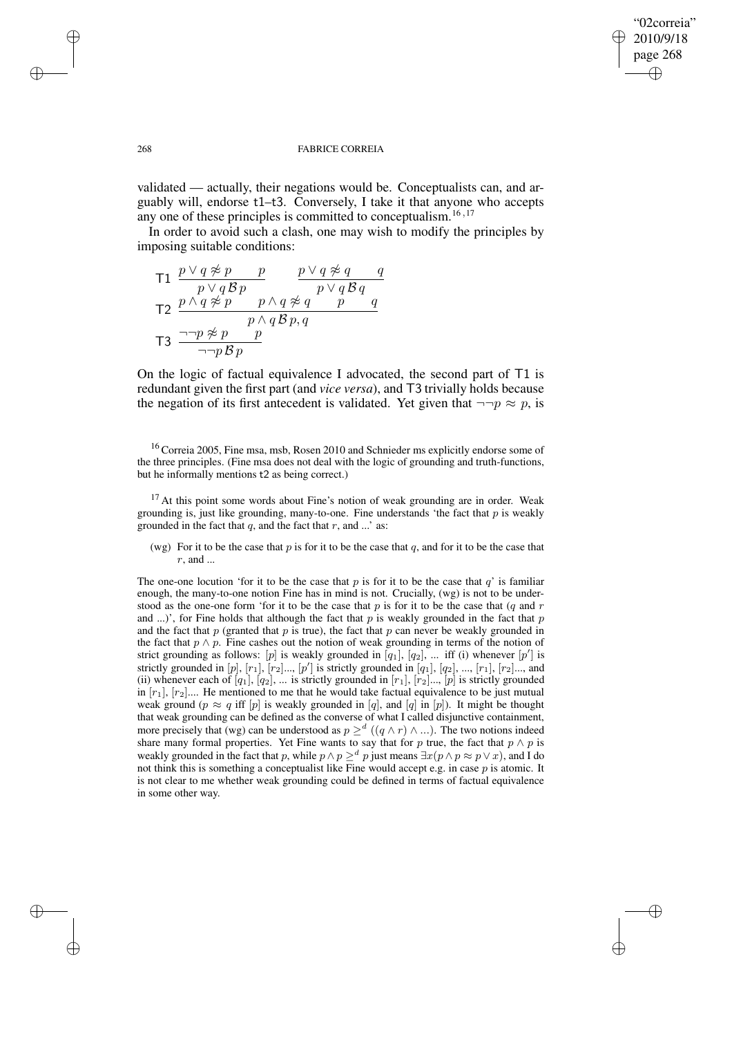validated — actually, their negations would be. Conceptualists can, and arguably will, endorse t1–t3. Conversely, I take it that anyone who accepts any one of these principles is committed to conceptualism.[16,17]

In order to avoid such a clash, one may wish to modify the principles by imposing suitable conditions:

$$\mathsf{T1}\ \frac{p \vee q \not\approx p \qquad p}{p \vee q\,\mathcal{B}\,p} \qquad \frac{p \vee q \not\approx q \qquad q}{p \vee q\,\mathcal{B}\,q}$$

$$\mathsf{T2}\ \frac{p \wedge q \not\approx p \qquad p \wedge q \not\approx q \qquad p \qquad q}{p \wedge q\,\mathcal{B}\,p, q}$$

$$\mathsf{T3}\ \frac{\neg\neg p \not\approx p \qquad p}{\neg\neg p\,\mathcal{B}\,p}$$

On the logic of factual equivalence I advocated, the second part of T1 is redundant given the first part (and *vice versa*), and T3 trivially holds because the negation of its first antecedent is validated. Yet given that $\neg\neg p \approx p$, is

[16] Correia 2005, Fine msa, msb, Rosen 2010 and Schnieder ms explicitly endorse some of the three principles. (Fine msa does not deal with the logic of grounding and truth-functions, but he informally mentions t2 as being correct.)

[17] At this point some words about Fine's notion of weak grounding are in order. Weak grounding is, just like grounding, many-to-one. Fine understands 'the fact that $p$ is weakly grounded in the fact that $q$, and the fact that $r$, and ...' as:

(wg) For it to be the case that $p$ is for it to be the case that $q$, and for it to be the case that $r$, and ...

The one-one locution 'for it to be the case that $p$ is for it to be the case that $q$' is familiar enough, the many-to-one notion Fine has in mind is not. Crucially, (wg) is not to be understood as the one-one form 'for it to be the case that $p$ is for it to be the case that ($q$ and $r$ and ...)', for Fine holds that although the fact that $p$ is weakly grounded in the fact that $p$ and the fact that $p$ (granted that $p$ is true), the fact that $p$ can never be weakly grounded in the fact that $p \wedge p$. Fine cashes out the notion of weak grounding in terms of the notion of strict grounding as follows: $[p]$ is weakly grounded in $[q_1]$, $[q_2]$, ... iff (i) whenever $[p']$ is strictly grounded in $[p]$, $[r_1]$, $[r_2]$..., $[p']$ is strictly grounded in $[q_1]$, $[q_2]$, ..., $[r_1]$, $[r_2]$..., and (ii) whenever each of $[q_1]$, $[q_2]$, ... is strictly grounded in $[r_1]$, $[r_2]$..., $[p]$ is strictly grounded in $[r_1]$, $[r_2]$.... He mentioned to me that he would take factual equivalence to be just mutual weak ground ($p \approx q$ iff $[p]$ is weakly grounded in $[q]$, and $[q]$ in $[p]$). It might be thought that weak grounding can be defined as the converse of what I called disjunctive containment, more precisely that (wg) can be understood as $p \geq^d ((q \wedge r) \wedge ...)$. The two notions indeed share many formal properties. Yet Fine wants to say that for $p$ true, the fact that $p \wedge p$ is weakly grounded in the fact that $p$, while $p \wedge p \geq^d p$ just means $\exists x(p \wedge p \approx p \vee x)$, and I do not think this is something a conceptualist like Fine would accept e.g. in case $p$ is atomic. It is not clear to me whether weak grounding could be defined in terms of factual equivalence in some other way.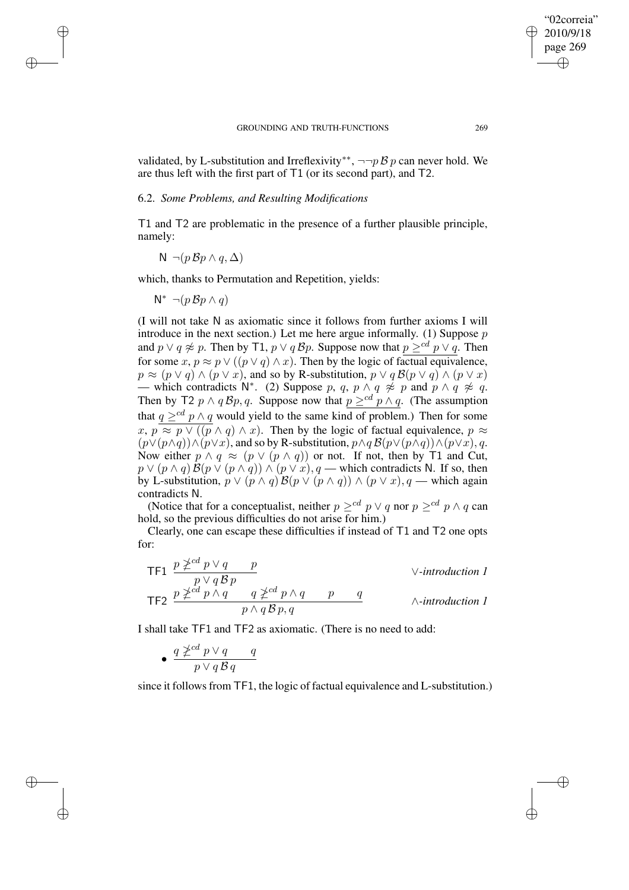validated, by L-substitution and Irreflexivity$^{**}$, $\neg\neg p \,\mathcal{B}\, p$ can never hold. We are thus left with the first part of T1 (or its second part), and T2.

### 6.2. *Some Problems, and Resulting Modifications*

T1 and T2 are problematic in the presence of a further plausible principle, namely:

N $\neg(p\,\mathcal{B}p \wedge q, \Delta)$

which, thanks to Permutation and Repetition, yields:

N$^*$ $\neg(p\,\mathcal{B}p \wedge q)$

(I will not take N as axiomatic since it follows from further axioms I will introduce in the next section.) Let me here argue informally. (1) Suppose $p$ and $p \vee q \not\approx p$. Then by T1, $p \vee q\,\mathcal{B}p$. Suppose now that $\underline{p \geq^{cd} p \vee q}$. Then for some $x$, $p \approx p \vee ((p \vee q) \wedge x)$. Then by the logic of factual equivalence, $p \approx (p \vee q) \wedge (p \vee x)$, and so by R-substitution, $p \vee q\,\mathcal{B}(p \vee q) \wedge (p \vee x)$ — which contradicts N$^*$. (2) Suppose $p$, $q$, $p \wedge q \not\approx p$ and $p \wedge q \not\approx q$. Then by T2 $p \wedge q\,\mathcal{B}p, q$. Suppose now that $\underline{p \geq^{cd} p \wedge q}$. (The assumption that $\underline{q \geq^{cd} p \wedge q}$ would yield to the same kind of problem.) Then for some $x$, $p \approx p \vee ((p \wedge q) \wedge x)$. Then by the logic of factual equivalence, $p \approx (p \vee (p \wedge q)) \wedge (p \vee x)$, and so by R-substitution, $p \wedge q\,\mathcal{B}(p \vee (p \wedge q)) \wedge (p \vee x), q$. Now either $p \wedge q \approx (p \vee (p \wedge q))$ or not. If not, then by T1 and Cut, $p \vee (p \wedge q)\,\mathcal{B}(p \vee (p \wedge q)) \wedge (p \vee x), q$ — which contradicts N. If so, then by L-substitution, $p \vee (p \wedge q)\,\mathcal{B}(p \vee (p \wedge q)) \wedge (p \vee x), q$ — which again contradicts N.

(Notice that for a conceptualist, neither $p \geq^{cd} p \vee q$ nor $p \geq^{cd} p \wedge q$ can hold, so the previous difficulties do not arise for him.)

Clearly, one can escape these difficulties if instead of T1 and T2 one opts for:

TF1 $\dfrac{p \not\geq^{cd} p \vee q \qquad p}{p \vee q\,\mathcal{B}\,p}$ $\quad\vee$*-introduction 1*

TF2 $\dfrac{p \not\geq^{cd} p \wedge q \qquad q \not\geq^{cd} p \wedge q \qquad p \qquad q}{p \wedge q\,\mathcal{B}\,p, q}$ $\quad\wedge$*-introduction 1*

I shall take TF1 and TF2 as axiomatic. (There is no need to add:

- $\dfrac{q \not\geq^{cd} p \vee q \qquad q}{p \vee q\,\mathcal{B}\,q}$

since it follows from TF1, the logic of factual equivalence and L-substitution.)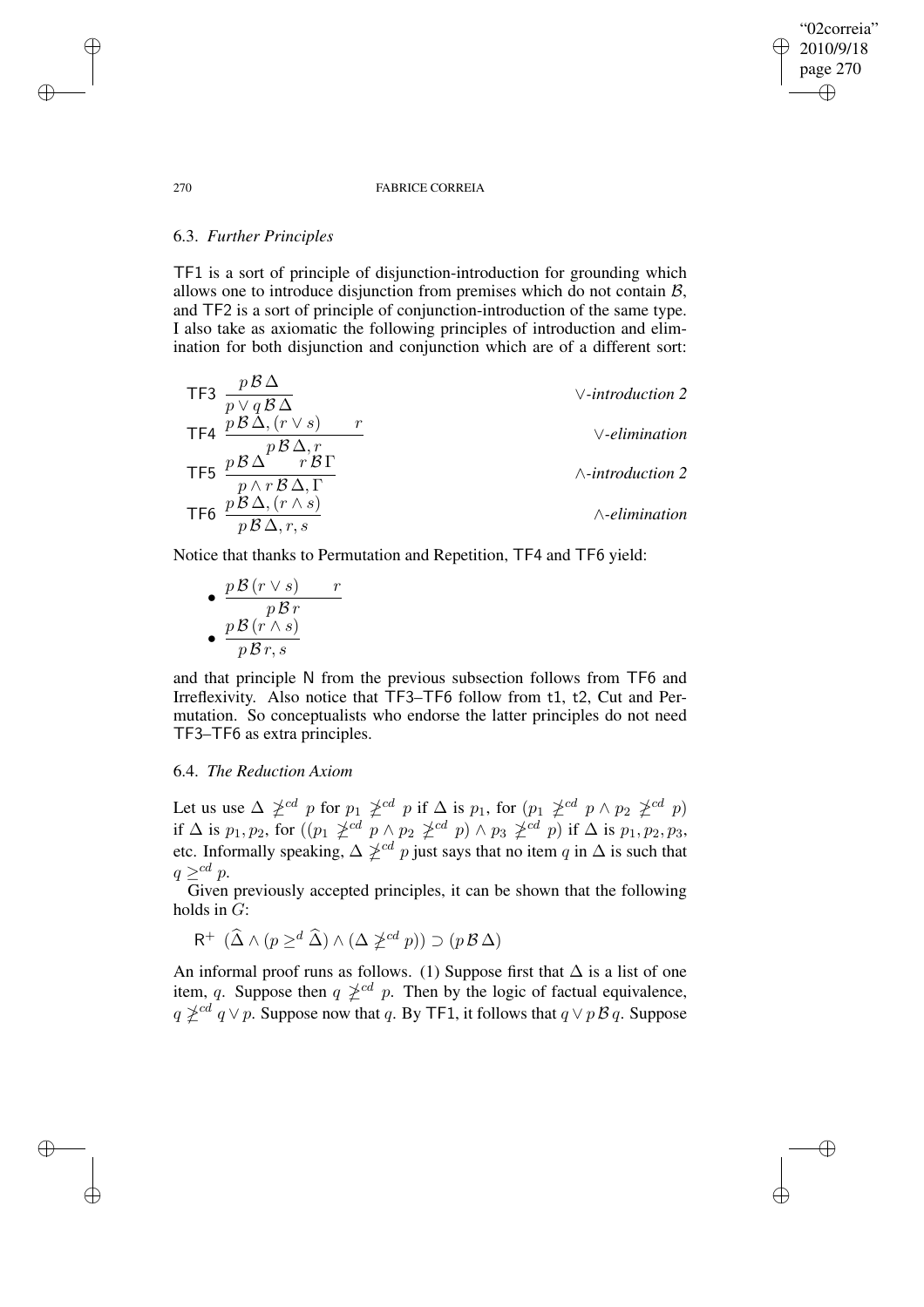### 6.3. *Further Principles*

TF1 is a sort of principle of disjunction-introduction for grounding which allows one to introduce disjunction from premises which do not contain $\mathcal{B}$, and TF2 is a sort of principle of conjunction-introduction of the same type. I also take as axiomatic the following principles of introduction and elimination for both disjunction and conjunction which are of a different sort:

TF3 $\dfrac{p\,\mathcal{B}\,\Delta}{p \vee q\,\mathcal{B}\,\Delta}$ $\vee$-*introduction 2*

TF4 $\dfrac{p\,\mathcal{B}\,\Delta, (r \vee s) \qquad r}{p\,\mathcal{B}\,\Delta, r}$ $\vee$-*elimination*

TF5 $\dfrac{p\,\mathcal{B}\,\Delta \qquad r\,\mathcal{B}\,\Gamma}{p \wedge r\,\mathcal{B}\,\Delta, \Gamma}$ $\wedge$-*introduction 2*

TF6 $\dfrac{p\,\mathcal{B}\,\Delta, (r \wedge s)}{p\,\mathcal{B}\,\Delta, r, s}$ $\wedge$-*elimination*

Notice that thanks to Permutation and Repetition, TF4 and TF6 yield:

- $\dfrac{p\,\mathcal{B}\,(r \vee s) \qquad r}{p\,\mathcal{B}\,r}$
- $\dfrac{p\,\mathcal{B}\,(r \wedge s)}{p\,\mathcal{B}\,r, s}$

and that principle N from the previous subsection follows from TF6 and Irreflexivity. Also notice that TF3–TF6 follow from t1, t2, Cut and Permutation. So conceptualists who endorse the latter principles do not need TF3–TF6 as extra principles.

### 6.4. *The Reduction Axiom*

Let us use $\Delta \ngeq^{cd} p$ for $p_1 \ngeq^{cd} p$ if $\Delta$ is $p_1$, for $(p_1 \ngeq^{cd} p \wedge p_2 \ngeq^{cd} p)$ if $\Delta$ is $p_1, p_2$, for $((p_1 \ngeq^{cd} p \wedge p_2 \ngeq^{cd} p) \wedge p_3 \ngeq^{cd} p)$ if $\Delta$ is $p_1, p_2, p_3$, etc. Informally speaking, $\Delta \ngeq^{cd} p$ just says that no item $q$ in $\Delta$ is such that $q \geq^{cd} p$.

Given previously accepted principles, it can be shown that the following holds in $G$:

R$^+$ $(\widehat{\Delta} \wedge (p \geq^{d} \widehat{\Delta}) \wedge (\Delta \ngeq^{cd} p)) \supset (p\,\mathcal{B}\,\Delta)$

An informal proof runs as follows. (1) Suppose first that $\Delta$ is a list of one item, $q$. Suppose then $q \ngeq^{cd} p$. Then by the logic of factual equivalence, $q \ngeq^{cd} q \vee p$. Suppose now that $q$. By TF1, it follows that $q \vee p\,\mathcal{B}\,q$. Suppose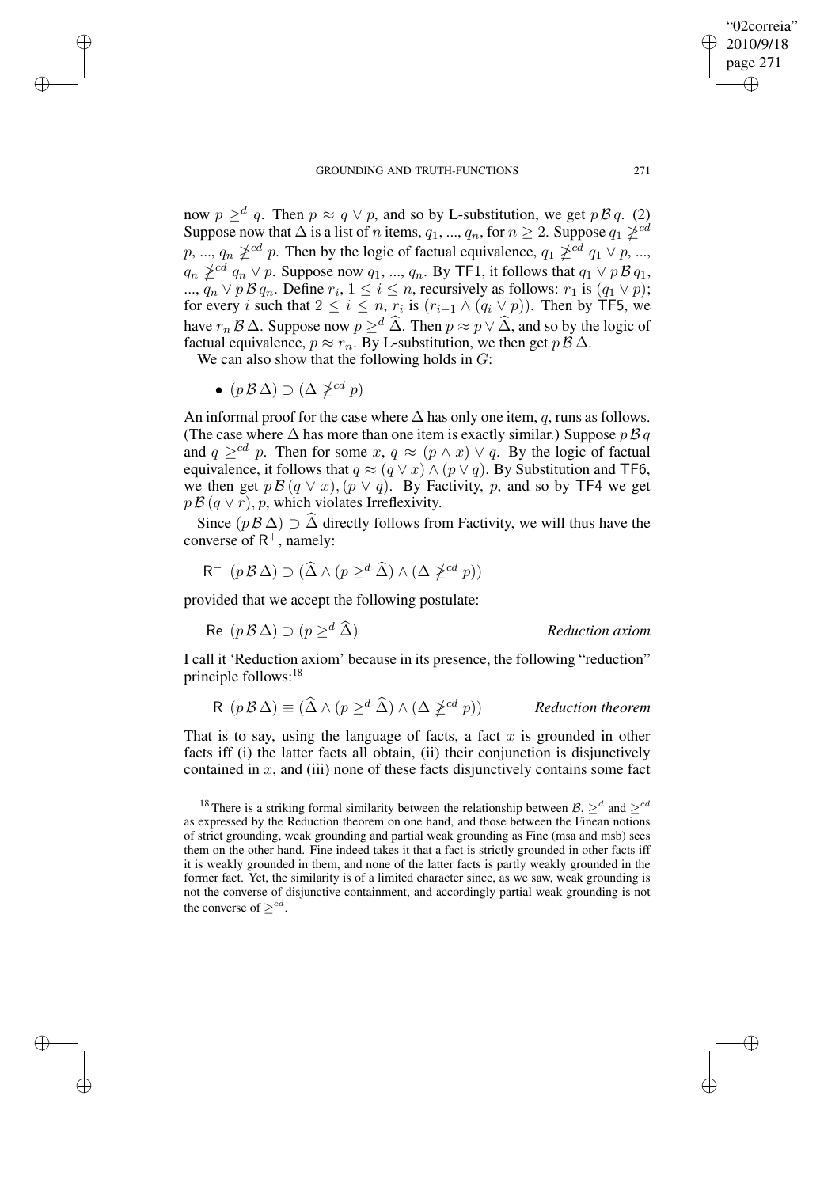now $p \geq^d q$. Then $p \approx q \vee p$, and so by L-substitution, we get $p\,\mathcal{B}\,q$. (2) Suppose now that $\Delta$ is a list of $n$ items, $q_1, ..., q_n$, for $n \geq 2$. Suppose $q_1 \not\geq^{cd} p, ..., q_n \not\geq^{cd} p$. Then by the logic of factual equivalence, $q_1 \not\geq^{cd} q_1 \vee p, ..., q_n \not\geq^{cd} q_n \vee p$. Suppose now $q_1, ..., q_n$. By TF1, it follows that $q_1 \vee p\,\mathcal{B}\,q_1, ..., q_n \vee p\,\mathcal{B}\,q_n$. Define $r_i$, $1 \leq i \leq n$, recursively as follows: $r_1$ is $(q_1 \vee p)$; for every $i$ such that $2 \leq i \leq n$, $r_i$ is $(r_{i-1} \wedge (q_i \vee p))$. Then by TF5, we have $r_n\,\mathcal{B}\,\Delta$. Suppose now $p \geq^d \widehat{\Delta}$. Then $p \approx p \vee \widehat{\Delta}$, and so by the logic of factual equivalence, $p \approx r_n$. By L-substitution, we then get $p\,\mathcal{B}\,\Delta$.

We can also show that the following holds in $G$:

- $(p\,\mathcal{B}\,\Delta) \supset (\Delta \not\geq^{cd} p)$

An informal proof for the case where $\Delta$ has only one item, $q$, runs as follows. (The case where $\Delta$ has more than one item is exactly similar.) Suppose $p\,\mathcal{B}\,q$ and $q \geq^{cd} p$. Then for some $x$, $q \approx (p \wedge x) \vee q$. By the logic of factual equivalence, it follows that $q \approx (q \vee x) \wedge (p \vee q)$. By Substitution and TF6, we then get $p\,\mathcal{B}\,(q \vee x), (p \vee q)$. By Factivity, $p$, and so by TF4 we get $p\,\mathcal{B}\,(q \vee r), p$, which violates Irreflexivity.

Since $(p\,\mathcal{B}\,\Delta) \supset \widehat{\Delta}$ directly follows from Factivity, we will thus have the converse of $\mathsf{R}^+$, namely:

$\mathsf{R}^-$ $(p\,\mathcal{B}\,\Delta) \supset (\widehat{\Delta} \wedge (p \geq^d \widehat{\Delta}) \wedge (\Delta \not\geq^{cd} p))$

provided that we accept the following postulate:

$\mathsf{Re}$ $(p\,\mathcal{B}\,\Delta) \supset (p \geq^d \widehat{\Delta})$ *Reduction axiom*

I call it 'Reduction axiom' because in its presence, the following "reduction" principle follows:[18]

$\mathsf{R}$ $(p\,\mathcal{B}\,\Delta) \equiv (\widehat{\Delta} \wedge (p \geq^d \widehat{\Delta}) \wedge (\Delta \not\geq^{cd} p))$ *Reduction theorem*

That is to say, using the language of facts, a fact $x$ is grounded in other facts iff (i) the latter facts all obtain, (ii) their conjunction is disjunctively contained in $x$, and (iii) none of these facts disjunctively contains some fact

[18] There is a striking formal similarity between the relationship between $\mathcal{B}$, $\geq^d$ and $\geq^{cd}$ as expressed by the Reduction theorem on one hand, and those between the Finean notions of strict grounding, weak grounding and partial weak grounding as Fine (msa and msb) sees them on the other hand. Fine indeed takes it that a fact is strictly grounded in other facts iff it is weakly grounded in them, and none of the latter facts is partly weakly grounded in the former fact. Yet, the similarity is of a limited character since, as we saw, weak grounding is not the converse of disjunctive containment, and accordingly partial weak grounding is not the converse of $\geq^{cd}$.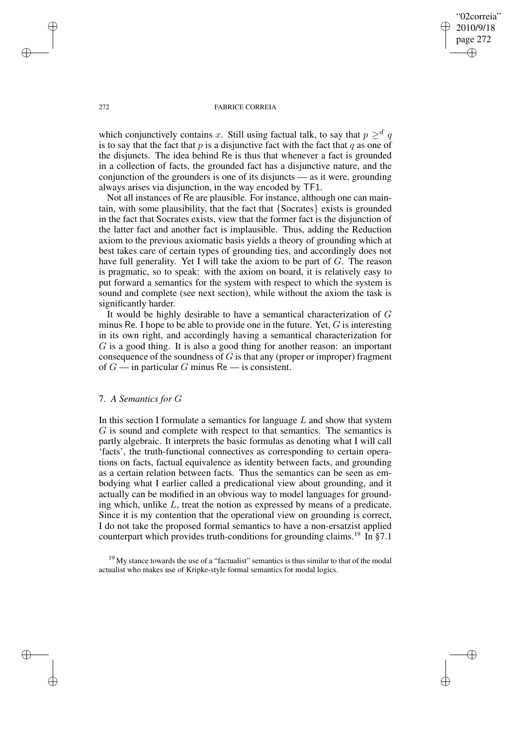which conjunctively contains $x$. Still using factual talk, to say that $p \geq^d q$ is to say that the fact that $p$ is a disjunctive fact with the fact that $q$ as one of the disjuncts. The idea behind Re is thus that whenever a fact is grounded in a collection of facts, the grounded fact has a disjunctive nature, and the conjunction of the grounders is one of its disjuncts — as it were, grounding always arises via disjunction, in the way encoded by TF1.

Not all instances of Re are plausible. For instance, although one can maintain, with some plausibility, that the fact that {Socrates} exists is grounded in the fact that Socrates exists, view that the former fact is the disjunction of the latter fact and another fact is implausible. Thus, adding the Reduction axiom to the previous axiomatic basis yields a theory of grounding which at best takes care of certain types of grounding ties, and accordingly does not have full generality. Yet I will take the axiom to be part of $G$. The reason is pragmatic, so to speak: with the axiom on board, it is relatively easy to put forward a semantics for the system with respect to which the system is sound and complete (see next section), while without the axiom the task is significantly harder.

It would be highly desirable to have a semantical characterization of $G$ minus Re. I hope to be able to provide one in the future. Yet, $G$ is interesting in its own right, and accordingly having a semantical characterization for $G$ is a good thing. It is also a good thing for another reason: an important consequence of the soundness of $G$ is that any (proper or improper) fragment of $G$ — in particular $G$ minus Re — is consistent.

## 7. *A Semantics for* $G$

In this section I formulate a semantics for language $L$ and show that system $G$ is sound and complete with respect to that semantics. The semantics is partly algebraic. It interprets the basic formulas as denoting what I will call 'facts', the truth-functional connectives as corresponding to certain operations on facts, factual equivalence as identity between facts, and grounding as a certain relation between facts. Thus the semantics can be seen as embodying what I earlier called a predicational view about grounding, and it actually can be modified in an obvious way to model languages for grounding which, unlike $L$, treat the notion as expressed by means of a predicate. Since it is my contention that the operational view on grounding is correct, I do not take the proposed formal semantics to have a non-ersatzist applied counterpart which provides truth-conditions for grounding claims.[19] In §7.1

[19] My stance towards the use of a "factualist" semantics is thus similar to that of the modal actualist who makes use of Kripke-style formal semantics for modal logics.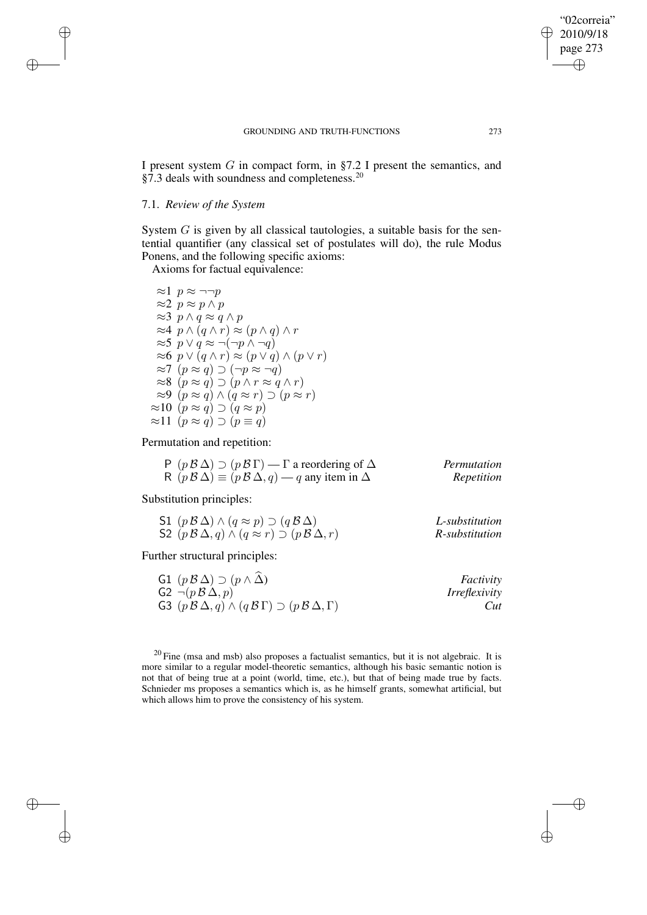I present system $G$ in compact form, in §7.2 I present the semantics, and §7.3 deals with soundness and completeness.[20]

### 7.1. *Review of the System*

System $G$ is given by all classical tautologies, a suitable basis for the sentential quantifier (any classical set of postulates will do), the rule Modus Ponens, and the following specific axioms:

Axioms for factual equivalence:

$\approx$1 $p \approx \neg\neg p$
$\approx$2 $p \approx p \wedge p$
$\approx$3 $p \wedge q \approx q \wedge p$
$\approx$4 $p \wedge (q \wedge r) \approx (p \wedge q) \wedge r$
$\approx$5 $p \vee q \approx \neg(\neg p \wedge \neg q)$
$\approx$6 $p \vee (q \wedge r) \approx (p \vee q) \wedge (p \vee r)$
$\approx$7 $(p \approx q) \supset (\neg p \approx \neg q)$
$\approx$8 $(p \approx q) \supset (p \wedge r \approx q \wedge r)$
$\approx$9 $(p \approx q) \wedge (q \approx r) \supset (p \approx r)$
$\approx$10 $(p \approx q) \supset (q \approx p)$
$\approx$11 $(p \approx q) \supset (p \equiv q)$

Permutation and repetition:

P $(p \mathcal{B} \Delta) \supset (p \mathcal{B} \Gamma)$ — $\Gamma$ a reordering of $\Delta$ *Permutation*
R $(p \mathcal{B} \Delta) \equiv (p \mathcal{B} \Delta, q)$ — $q$ any item in $\Delta$ *Repetition*

Substitution principles:

S1 $(p \mathcal{B} \Delta) \wedge (q \approx p) \supset (q \mathcal{B} \Delta)$ *L-substitution*
S2 $(p \mathcal{B} \Delta, q) \wedge (q \approx r) \supset (p \mathcal{B} \Delta, r)$ *R-substitution*

Further structural principles:

G1 $(p \mathcal{B} \Delta) \supset (p \wedge \widehat{\Delta})$ *Factivity*
G2 $\neg(p \mathcal{B} \Delta, p)$ *Irreflexivity*
G3 $(p \mathcal{B} \Delta, q) \wedge (q \mathcal{B} \Gamma) \supset (p \mathcal{B} \Delta, \Gamma)$ *Cut*

[20] Fine (msa and msb) also proposes a factualist semantics, but it is not algebraic. It is more similar to a regular model-theoretic semantics, although his basic semantic notion is not that of being true at a point (world, time, etc.), but that of being made true by facts. Schnieder ms proposes a semantics which is, as he himself grants, somewhat artificial, but which allows him to prove the consistency of his system.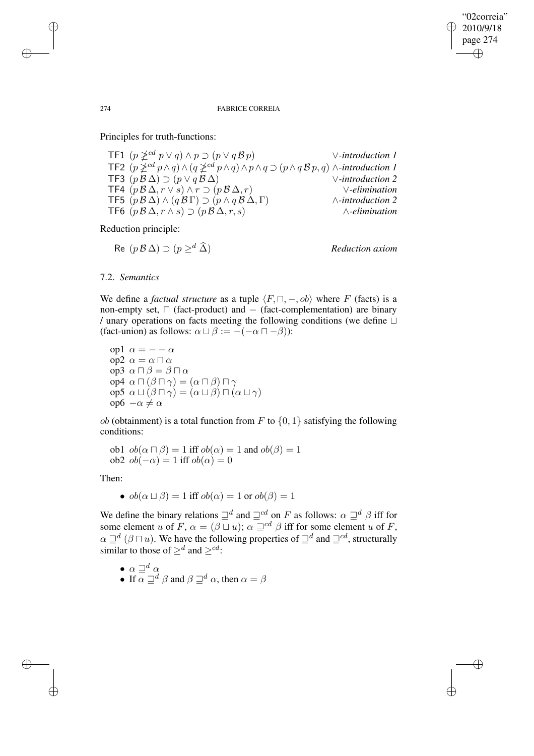Principles for truth-functions:

| | | |
|---|---|---|
| TF1 | $(p \not\geq^{cd} p \vee q) \wedge p \supset (p \vee q \,\mathcal{B}\, p)$ | *∨-introduction 1* |
| TF2 | $(p \not\geq^{cd} p \wedge q) \wedge (q \not\geq^{cd} p \wedge q) \wedge p \wedge q \supset (p \wedge q \,\mathcal{B}\, p, q)$ | *∧-introduction 1* |
| TF3 | $(p \,\mathcal{B}\, \Delta) \supset (p \vee q \,\mathcal{B}\, \Delta)$ | *∨-introduction 2* |
| TF4 | $(p \,\mathcal{B}\, \Delta, r \vee s) \wedge r \supset (p \,\mathcal{B}\, \Delta, r)$ | *∨-elimination* |
| TF5 | $(p \,\mathcal{B}\, \Delta) \wedge (q \,\mathcal{B}\, \Gamma) \supset (p \wedge q \,\mathcal{B}\, \Delta, \Gamma)$ | *∧-introduction 2* |
| TF6 | $(p \,\mathcal{B}\, \Delta, r \wedge s) \supset (p \,\mathcal{B}\, \Delta, r, s)$ | *∧-elimination* |

Reduction principle:

Re $(p \,\mathcal{B}\, \Delta) \supset (p \geq^d \widehat{\Delta})$ *Reduction axiom*

### 7.2. *Semantics*

We define a *factual structure* as a tuple $\langle F, \sqcap, -, ob \rangle$ where $F$ (facts) is a non-empty set, $\sqcap$ (fact-product) and $-$ (fact-complementation) are binary / unary operations on facts meeting the following conditions (we define $\sqcup$ (fact-union) as follows: $\alpha \sqcup \beta := -(-\alpha \sqcap -\beta)$):

op1 $\alpha = - - \alpha$
op2 $\alpha = \alpha \sqcap \alpha$
op3 $\alpha \sqcap \beta = \beta \sqcap \alpha$
op4 $\alpha \sqcap (\beta \sqcap \gamma) = (\alpha \sqcap \beta) \sqcap \gamma$
op5 $\alpha \sqcup (\beta \sqcap \gamma) = (\alpha \sqcup \beta) \sqcap (\alpha \sqcup \gamma)$
op6 $-\alpha \neq \alpha$

*ob* (obtainment) is a total function from $F$ to $\{0, 1\}$ satisfying the following conditions:

ob1 $ob(\alpha \sqcap \beta) = 1$ iff $ob(\alpha) = 1$ and $ob(\beta) = 1$
ob2 $ob(-\alpha) = 1$ iff $ob(\alpha) = 0$

Then:

- $ob(\alpha \sqcup \beta) = 1$ iff $ob(\alpha) = 1$ or $ob(\beta) = 1$

We define the binary relations $\sqsupseteq^d$ and $\sqsupseteq^{cd}$ on $F$ as follows: $\alpha \sqsupseteq^d \beta$ iff for some element $u$ of $F$, $\alpha = (\beta \sqcup u)$; $\alpha \sqsupseteq^{cd} \beta$ iff for some element $u$ of $F$, $\alpha \sqsupseteq^d (\beta \sqcap u)$. We have the following properties of $\sqsupseteq^d$ and $\sqsupseteq^{cd}$, structurally similar to those of $\geq^d$ and $\geq^{cd}$:

- $\alpha \sqsupseteq^d \alpha$
- If $\alpha \sqsupseteq^d \beta$ and $\beta \sqsupseteq^d \alpha$, then $\alpha = \beta$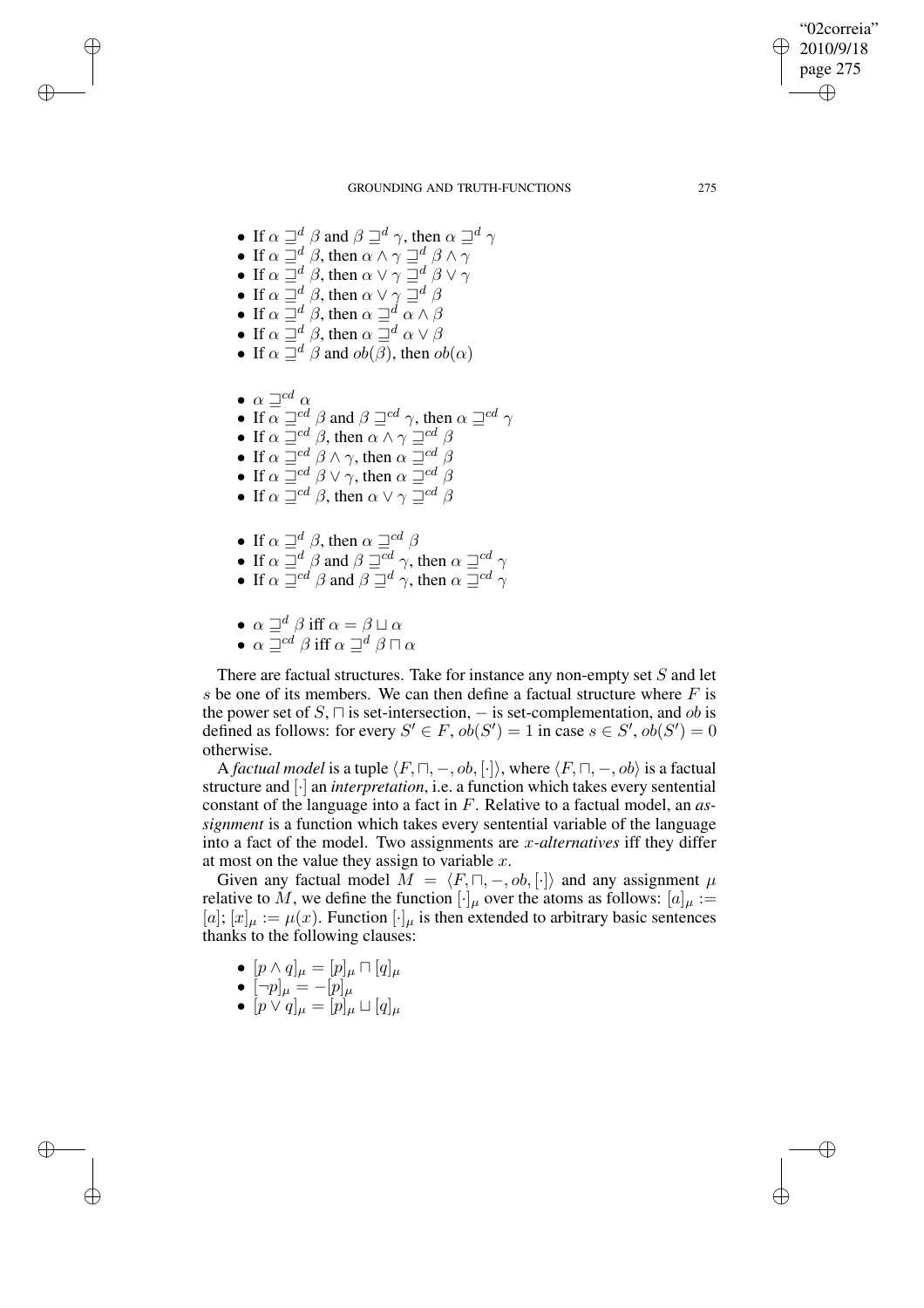- If $\alpha \sqsupseteq^d \beta$ and $\beta \sqsupseteq^d \gamma$, then $\alpha \sqsupseteq^d \gamma$
- If $\alpha \sqsupseteq^d \beta$, then $\alpha \wedge \gamma \sqsupseteq^d \beta \wedge \gamma$
- If $\alpha \sqsupseteq^d \beta$, then $\alpha \vee \gamma \sqsupseteq^d \beta \vee \gamma$
- If $\alpha \sqsupseteq^d \beta$, then $\alpha \vee \gamma \sqsupseteq^d \beta$
- If $\alpha \sqsupseteq^d \beta$, then $\alpha \sqsupseteq^d \alpha \wedge \beta$
- If $\alpha \sqsupseteq^d \beta$, then $\alpha \sqsupseteq^d \alpha \vee \beta$
- If $\alpha \sqsupseteq^d \beta$ and $ob(\beta)$, then $ob(\alpha)$

- $\alpha \sqsupseteq^{cd} \alpha$
- If $\alpha \sqsupseteq^{cd} \beta$ and $\beta \sqsupseteq^{cd} \gamma$, then $\alpha \sqsupseteq^{cd} \gamma$
- If $\alpha \sqsupseteq^{cd} \beta$, then $\alpha \wedge \gamma \sqsupseteq^{cd} \beta$
- If $\alpha \sqsupseteq^{cd} \beta \wedge \gamma$, then $\alpha \sqsupseteq^{cd} \beta$
- If $\alpha \sqsupseteq^{cd} \beta \vee \gamma$, then $\alpha \sqsupseteq^{cd} \beta$
- If $\alpha \sqsupseteq^{cd} \beta$, then $\alpha \vee \gamma \sqsupseteq^{cd} \beta$

- If $\alpha \sqsupseteq^d \beta$, then $\alpha \sqsupseteq^{cd} \beta$
- If $\alpha \sqsupseteq^d \beta$ and $\beta \sqsupseteq^{cd} \gamma$, then $\alpha \sqsupseteq^{cd} \gamma$
- If $\alpha \sqsupseteq^{cd} \beta$ and $\beta \sqsupseteq^d \gamma$, then $\alpha \sqsupseteq^{cd} \gamma$

- $\alpha \sqsupseteq^d \beta$ iff $\alpha = \beta \sqcup \alpha$
- $\alpha \sqsupseteq^{cd} \beta$ iff $\alpha \sqsupseteq^d \beta \sqcap \alpha$

There are factual structures. Take for instance any non-empty set $S$ and let $s$ be one of its members. We can then define a factual structure where $F$ is the power set of $S$, $\sqcap$ is set-intersection, $-$ is set-complementation, and *ob* is defined as follows: for every $S' \in F$, $ob(S') = 1$ in case $s \in S'$, $ob(S') = 0$ otherwise.

A *factual model* is a tuple $\langle F, \sqcap, -, ob, [\cdot]\rangle$, where $\langle F, \sqcap, -, ob\rangle$ is a factual structure and $[\cdot]$ an *interpretation*, i.e. a function which takes every sentential constant of the language into a fact in $F$. Relative to a factual model, an *assignment* is a function which takes every sentential variable of the language into a fact of the model. Two assignments are $x$*-alternatives* iff they differ at most on the value they assign to variable $x$.

Given any factual model $M = \langle F, \sqcap, -, ob, [\cdot]\rangle$ and any assignment $\mu$ relative to $M$, we define the function $[\cdot]_\mu$ over the atoms as follows: $[a]_\mu := [a]$; $[x]_\mu := \mu(x)$. Function $[\cdot]_\mu$ is then extended to arbitrary basic sentences thanks to the following clauses:

- $[p \wedge q]_\mu = [p]_\mu \sqcap [q]_\mu$
- $[\neg p]_\mu = -[p]_\mu$
- $[p \vee q]_\mu = [p]_\mu \sqcup [q]_\mu$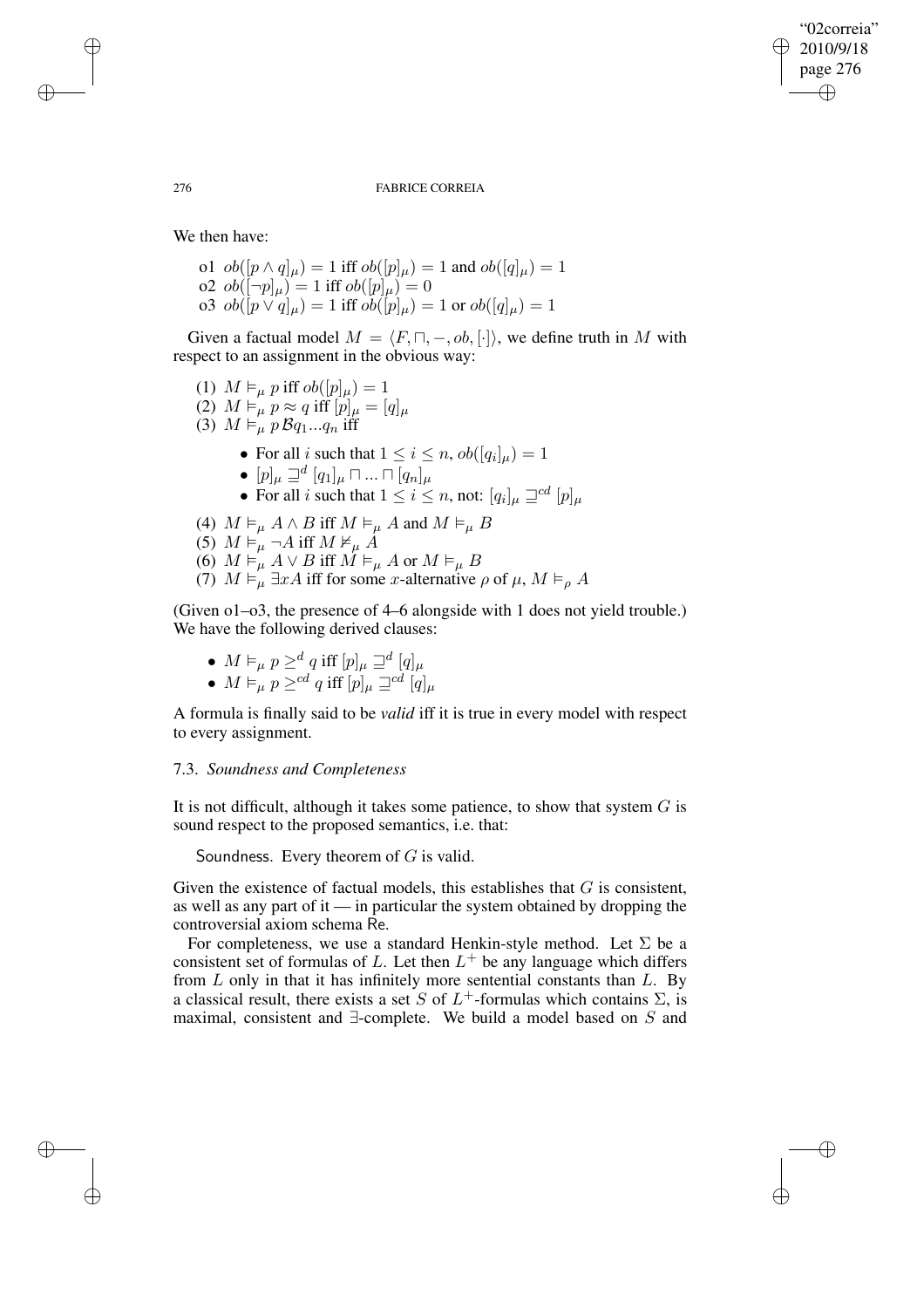We then have:

o1 $ob([p \wedge q]_\mu) = 1$ iff $ob([p]_\mu) = 1$ and $ob([q]_\mu) = 1$
o2 $ob([\neg p]_\mu) = 1$ iff $ob([p]_\mu) = 0$
o3 $ob([p \vee q]_\mu) = 1$ iff $ob([p]_\mu) = 1$ or $ob([q]_\mu) = 1$

Given a factual model $M = \langle F, \sqcap, -, ob, [\cdot] \rangle$, we define truth in $M$ with respect to an assignment in the obvious way:

(1) $M \vDash_\mu p$ iff $ob([p]_\mu) = 1$
(2) $M \vDash_\mu p \approx q$ iff $[p]_\mu = [q]_\mu$
(3) $M \vDash_\mu p\, \mathcal{B} q_1 ... q_n$ iff

- For all $i$ such that $1 \leq i \leq n$, $ob([q_i]_\mu) = 1$
- $[p]_\mu \sqsupseteq^d [q_1]_\mu \sqcap ... \sqcap [q_n]_\mu$
- For all $i$ such that $1 \leq i \leq n$, not: $[q_i]_\mu \sqsupseteq^{cd} [p]_\mu$

(4) $M \vDash_\mu A \wedge B$ iff $M \vDash_\mu A$ and $M \vDash_\mu B$
(5) $M \vDash_\mu \neg A$ iff $M \nvDash_\mu A$
(6) $M \vDash_\mu A \vee B$ iff $M \vDash_\mu A$ or $M \vDash_\mu B$
(7) $M \vDash_\mu \exists x A$ iff for some $x$-alternative $\rho$ of $\mu$, $M \vDash_\rho A$

(Given o1–o3, the presence of 4–6 alongside with 1 does not yield trouble.) We have the following derived clauses:

- $M \vDash_\mu p \geq^d q$ iff $[p]_\mu \sqsupseteq^d [q]_\mu$
- $M \vDash_\mu p \geq^{cd} q$ iff $[p]_\mu \sqsupseteq^{cd} [q]_\mu$

A formula is finally said to be *valid* iff it is true in every model with respect to every assignment.

### 7.3. *Soundness and Completeness*

It is not difficult, although it takes some patience, to show that system $G$ is sound respect to the proposed semantics, i.e. that:

Soundness. Every theorem of $G$ is valid.

Given the existence of factual models, this establishes that $G$ is consistent, as well as any part of it — in particular the system obtained by dropping the controversial axiom schema Re.

For completeness, we use a standard Henkin-style method. Let $\Sigma$ be a consistent set of formulas of $L$. Let then $L^+$ be any language which differs from $L$ only in that it has infinitely more sentential constants than $L$. By a classical result, there exists a set $S$ of $L^+$-formulas which contains $\Sigma$, is maximal, consistent and $\exists$-complete. We build a model based on $S$ and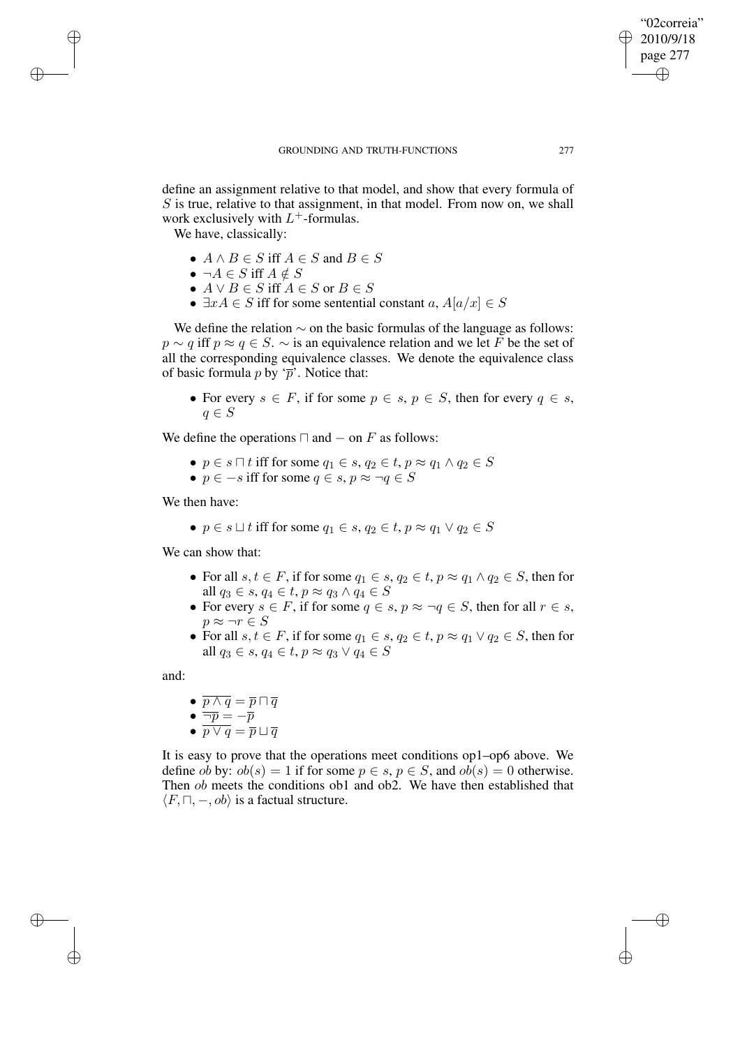define an assignment relative to that model, and show that every formula of $S$ is true, relative to that assignment, in that model. From now on, we shall work exclusively with $L^+$-formulas.

We have, classically:

- $A \wedge B \in S$ iff $A \in S$ and $B \in S$
- $\neg A \in S$ iff $A \notin S$
- $A \vee B \in S$ iff $A \in S$ or $B \in S$
- $\exists x A \in S$ iff for some sentential constant $a$, $A[a/x] \in S$

We define the relation $\sim$ on the basic formulas of the language as follows: $p \sim q$ iff $p \approx q \in S$. $\sim$ is an equivalence relation and we let $F$ be the set of all the corresponding equivalence classes. We denote the equivalence class of basic formula $p$ by '$\overline{p}$'. Notice that:

- For every $s \in F$, if for some $p \in s$, $p \in S$, then for every $q \in s$, $q \in S$

We define the operations $\sqcap$ and $-$ on $F$ as follows:

- $p \in s \sqcap t$ iff for some $q_1 \in s$, $q_2 \in t$, $p \approx q_1 \wedge q_2 \in S$
- $p \in -s$ iff for some $q \in s$, $p \approx \neg q \in S$

We then have:

- $p \in s \sqcup t$ iff for some $q_1 \in s$, $q_2 \in t$, $p \approx q_1 \vee q_2 \in S$

We can show that:

- For all $s, t \in F$, if for some $q_1 \in s$, $q_2 \in t$, $p \approx q_1 \wedge q_2 \in S$, then for all $q_3 \in s$, $q_4 \in t$, $p \approx q_3 \wedge q_4 \in S$
- For every $s \in F$, if for some $q \in s$, $p \approx \neg q \in S$, then for all $r \in s$, $p \approx \neg r \in S$
- For all $s, t \in F$, if for some $q_1 \in s$, $q_2 \in t$, $p \approx q_1 \vee q_2 \in S$, then for all $q_3 \in s$, $q_4 \in t$, $p \approx q_3 \vee q_4 \in S$

and:

- $\overline{p \wedge q} = \overline{p} \sqcap \overline{q}$
- $\overline{\neg p} = -\overline{p}$
- $\overline{p \vee q} = \overline{p} \sqcup \overline{q}$

It is easy to prove that the operations meet conditions op1–op6 above. We define *ob* by: $ob(s) = 1$ if for some $p \in s$, $p \in S$, and $ob(s) = 0$ otherwise. Then *ob* meets the conditions ob1 and ob2. We have then established that $\langle F, \sqcap, -, ob \rangle$ is a factual structure.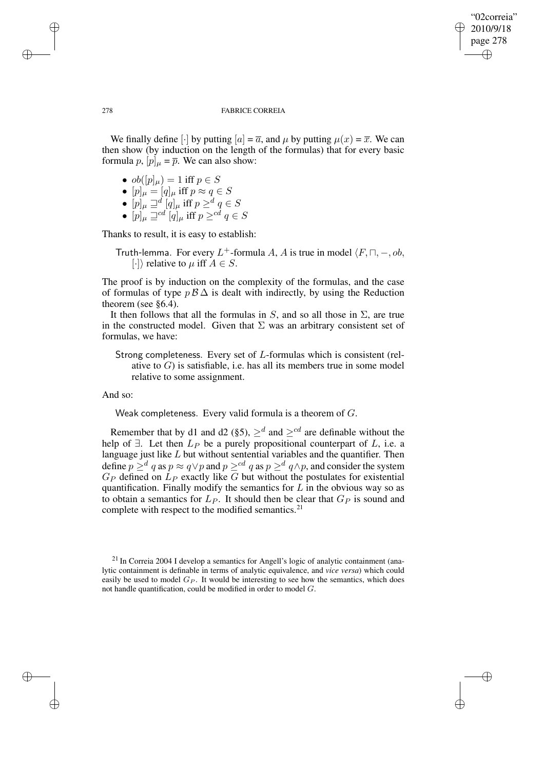We finally define $[\cdot]$ by putting $[a] = \overline{a}$, and $\mu$ by putting $\mu(x) = \overline{x}$. We can then show (by induction on the length of the formulas) that for every basic formula $p$, $[p]_\mu = \overline{p}$. We can also show:

- $ob([p]_\mu) = 1$ iff $p \in S$
- $[p]_\mu = [q]_\mu$ iff $p \approx q \in S$
- $[p]_\mu \sqsupseteq^d [q]_\mu$ iff $p \geq^d q \in S$
- $[p]_\mu \sqsupseteq^{cd} [q]_\mu$ iff $p \geq^{cd} q \in S$

Thanks to result, it is easy to establish:

> Truth-lemma. For every $L^+$-formula $A$, $A$ is true in model $\langle F, \sqcap, -, ob, [\cdot]\rangle$ relative to $\mu$ iff $A \in S$.

The proof is by induction on the complexity of the formulas, and the case of formulas of type $p\,\mathcal{B}\,\Delta$ is dealt with indirectly, by using the Reduction theorem (see §6.4).

It then follows that all the formulas in $S$, and so all those in $\Sigma$, are true in the constructed model. Given that $\Sigma$ was an arbitrary consistent set of formulas, we have:

> Strong completeness. Every set of $L$-formulas which is consistent (relative to $G$) is satisfiable, i.e. has all its members true in some model relative to some assignment.

And so:

> Weak completeness. Every valid formula is a theorem of $G$.

Remember that by d1 and d2 (§5), $\geq^d$ and $\geq^{cd}$ are definable without the help of $\exists$. Let then $L_P$ be a purely propositional counterpart of $L$, i.e. a language just like $L$ but without sentential variables and the quantifier. Then define $p \geq^d q$ as $p \approx q \vee p$ and $p \geq^{cd} q$ as $p \geq^d q \wedge p$, and consider the system $G_P$ defined on $L_P$ exactly like $G$ but without the postulates for existential quantification. Finally modify the semantics for $L$ in the obvious way so as to obtain a semantics for $L_P$. It should then be clear that $G_P$ is sound and complete with respect to the modified semantics.[21]

[21] In Correia 2004 I develop a semantics for Angell's logic of analytic containment (analytic containment is definable in terms of analytic equivalence, and *vice versa*) which could easily be used to model $G_P$. It would be interesting to see how the semantics, which does not handle quantification, could be modified in order to model $G$.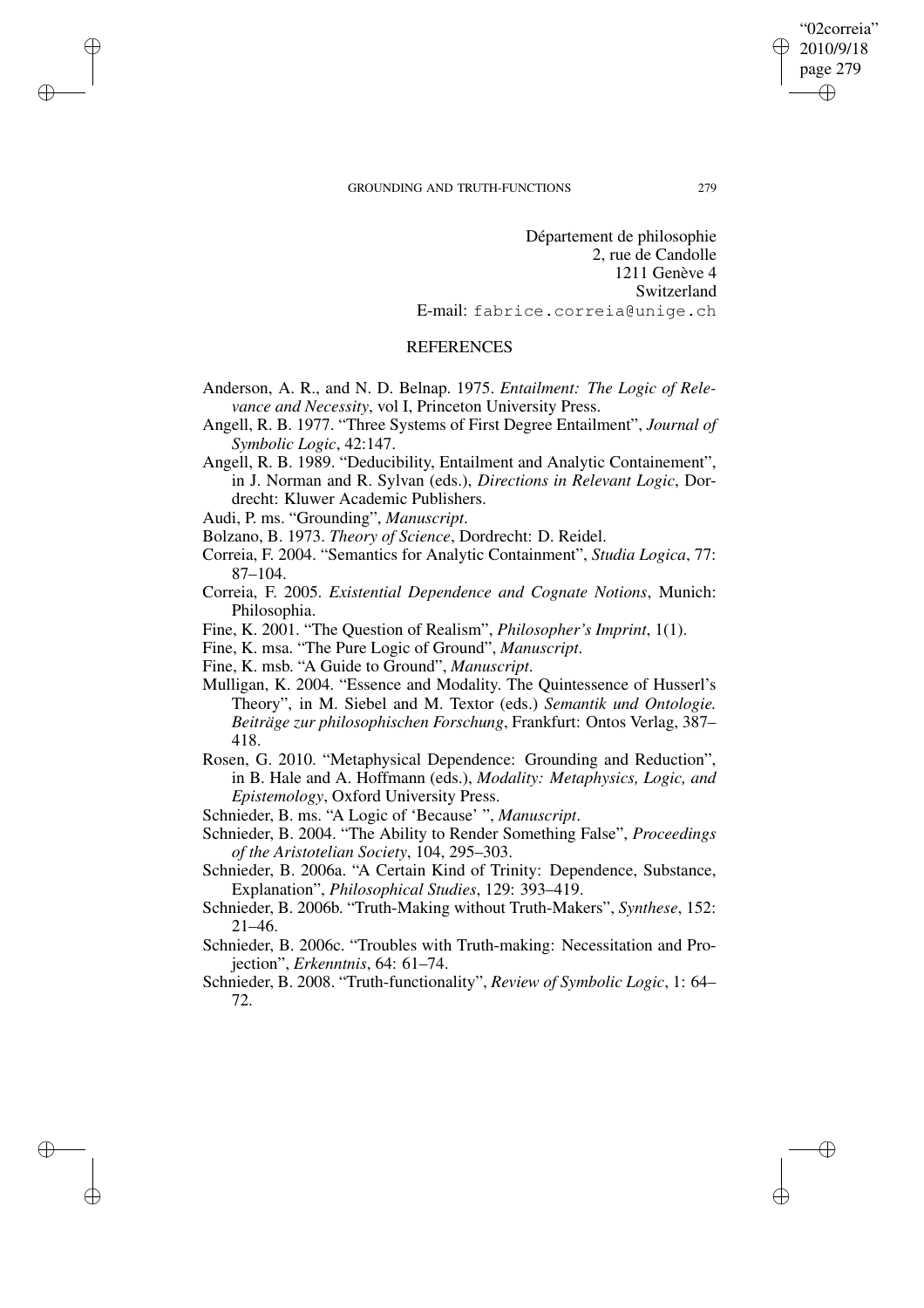Département de philosophie
2, rue de Candolle
1211 Genève 4
Switzerland
E-mail: fabrice.correia@unige.ch

## REFERENCES

Anderson, A. R., and N. D. Belnap. 1975. *Entailment: The Logic of Relevance and Necessity*, vol I, Princeton University Press.

Angell, R. B. 1977. "Three Systems of First Degree Entailment", *Journal of Symbolic Logic*, 42:147.

Angell, R. B. 1989. "Deducibility, Entailment and Analytic Containement", in J. Norman and R. Sylvan (eds.), *Directions in Relevant Logic*, Dordrecht: Kluwer Academic Publishers.

Audi, P. ms. "Grounding", *Manuscript*.

Bolzano, B. 1973. *Theory of Science*, Dordrecht: D. Reidel.

Correia, F. 2004. "Semantics for Analytic Containment", *Studia Logica*, 77: 87–104.

Correia, F. 2005. *Existential Dependence and Cognate Notions*, Munich: Philosophia.

Fine, K. 2001. "The Question of Realism", *Philosopher's Imprint*, 1(1).

Fine, K. msa. "The Pure Logic of Ground", *Manuscript*.

Fine, K. msb. "A Guide to Ground", *Manuscript*.

Mulligan, K. 2004. "Essence and Modality. The Quintessence of Husserl's Theory", in M. Siebel and M. Textor (eds.) *Semantik und Ontologie. Beiträge zur philosophischen Forschung*, Frankfurt: Ontos Verlag, 387–418.

Rosen, G. 2010. "Metaphysical Dependence: Grounding and Reduction", in B. Hale and A. Hoffmann (eds.), *Modality: Metaphysics, Logic, and Epistemology*, Oxford University Press.

Schnieder, B. ms. "A Logic of 'Because' ", *Manuscript*.

Schnieder, B. 2004. "The Ability to Render Something False", *Proceedings of the Aristotelian Society*, 104, 295–303.

Schnieder, B. 2006a. "A Certain Kind of Trinity: Dependence, Substance, Explanation", *Philosophical Studies*, 129: 393–419.

Schnieder, B. 2006b. "Truth-Making without Truth-Makers", *Synthese*, 152: 21–46.

Schnieder, B. 2006c. "Troubles with Truth-making: Necessitation and Projection", *Erkenntnis*, 64: 61–74.

Schnieder, B. 2008. "Truth-functionality", *Review of Symbolic Logic*, 1: 64–72.